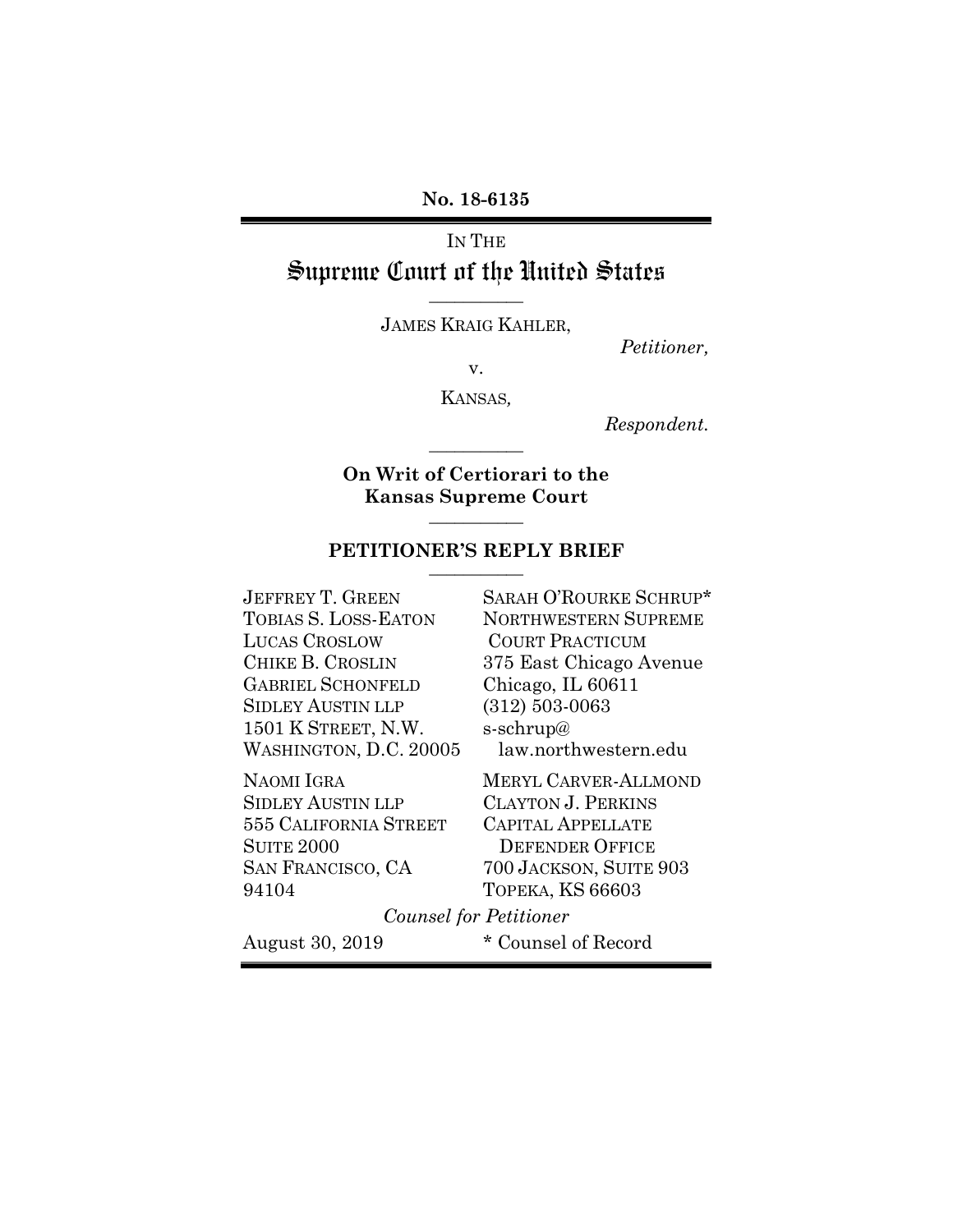**No. 18-6135**

IN THE

# Supreme Court of the United States

JAMES KRAIG KAHLER,

*Petitioner,*

v.

KANSAS,

*Respondent.*

**On Writ of Certiorari to the Kansas Supreme Court**

## PETITIONER'S REPLY BRIEF

JEFFREY T. GREEN
TOBIAS S. LOSS-EATON
LUCAS CROSLOW
CHIKE B. CROSLIN
GABRIEL SCHONFELD
SIDLEY AUSTIN LLP
1501 K STREET, N.W.
WASHINGTON, D.C. 20005

NAOMI IGRA
SIDLEY AUSTIN LLP
555 CALIFORNIA STREET
SUITE 2000
SAN FRANCISCO, CA
94104

SARAH O'ROURKE SCHRUP*
NORTHWESTERN SUPREME COURT PRACTICUM
375 East Chicago Avenue
Chicago, IL 60611
(312) 503-0063
s-schrup@law.northwestern.edu

MERYL CARVER-ALLMOND
CLAYTON J. PERKINS
CAPITAL APPELLATE DEFENDER OFFICE
700 JACKSON, SUITE 903
TOPEKA, KS 66603

*Counsel for Petitioner*

August 30, 2019

\* Counsel of Record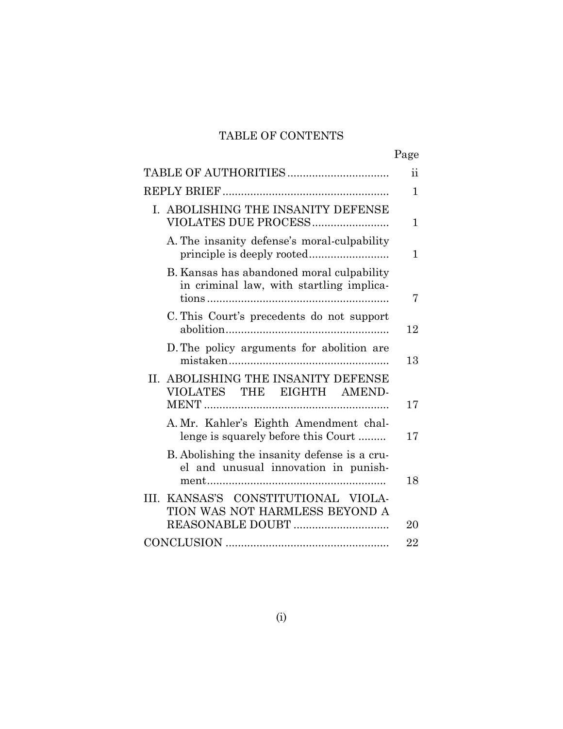# TABLE OF CONTENTS

| | Page |
|---|---|
| TABLE OF AUTHORITIES | ii |
| REPLY BRIEF | 1 |
| I. ABOLISHING THE INSANITY DEFENSE VIOLATES DUE PROCESS | 1 |
| A. The insanity defense's moral-culpability principle is deeply rooted | 1 |
| B. Kansas has abandoned moral culpability in criminal law, with startling implications | 7 |
| C. This Court's precedents do not support abolition | 12 |
| D. The policy arguments for abolition are mistaken | 13 |
| II. ABOLISHING THE INSANITY DEFENSE VIOLATES THE EIGHTH AMENDMENT | 17 |
| A. Mr. Kahler's Eighth Amendment challenge is squarely before this Court | 17 |
| B. Abolishing the insanity defense is a cruel and unusual innovation in punishment | 18 |
| III. KANSAS'S CONSTITUTIONAL VIOLATION WAS NOT HARMLESS BEYOND A REASONABLE DOUBT | 20 |
| CONCLUSION | 22 |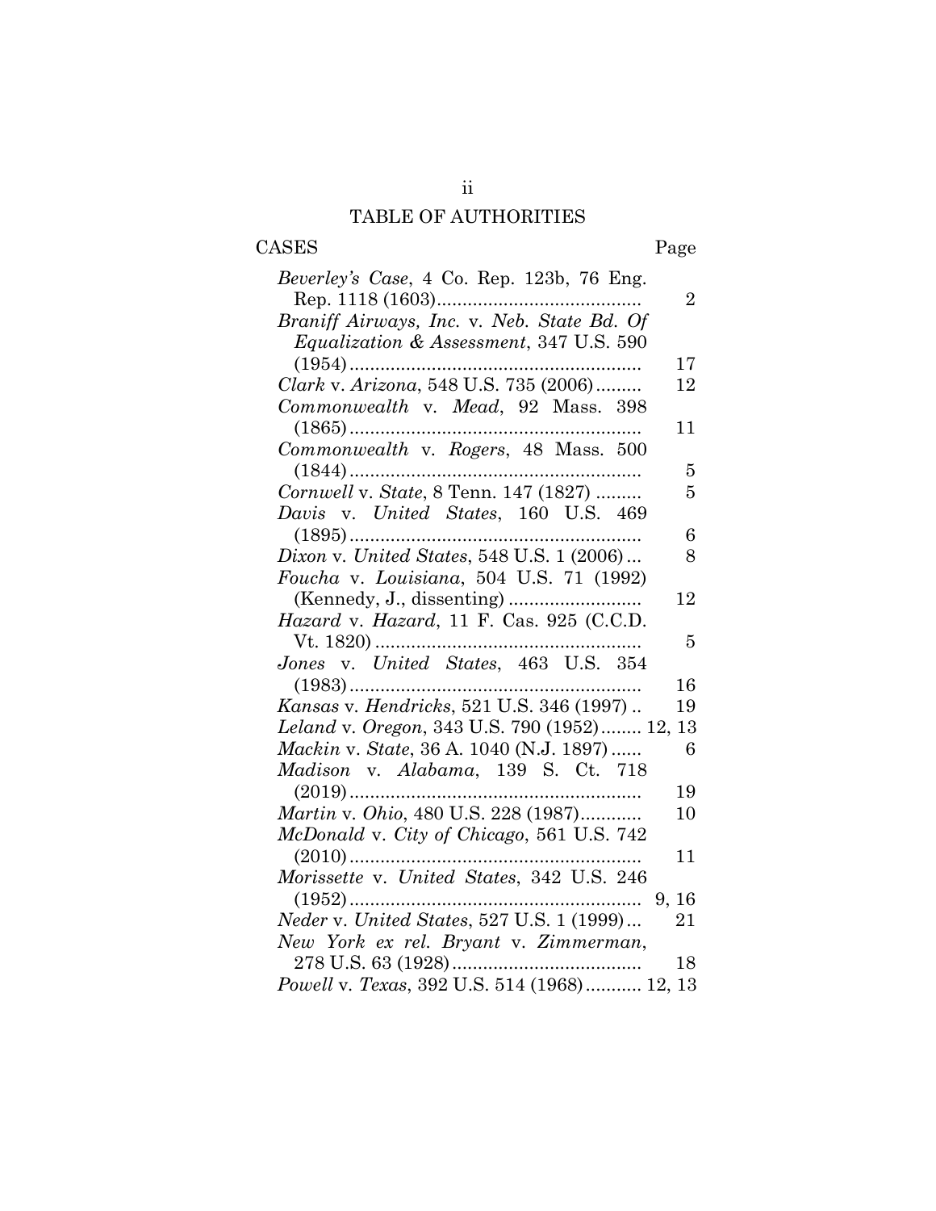# TABLE OF AUTHORITIES

| CASES | Page |
|---|---|
| *Beverley's Case*, 4 Co. Rep. 123b, 76 Eng. Rep. 1118 (1603) | 2 |
| *Braniff Airways, Inc.* v. *Neb. State Bd. Of Equalization & Assessment*, 347 U.S. 590 (1954) | 17 |
| *Clark* v. *Arizona*, 548 U.S. 735 (2006) | 12 |
| *Commonwealth* v. *Mead*, 92 Mass. 398 (1865) | 11 |
| *Commonwealth* v. *Rogers*, 48 Mass. 500 (1844) | 5 |
| *Cornwell* v. *State*, 8 Tenn. 147 (1827) | 5 |
| *Davis* v. *United States*, 160 U.S. 469 (1895) | 6 |
| *Dixon* v. *United States*, 548 U.S. 1 (2006) | 8 |
| *Foucha* v. *Louisiana*, 504 U.S. 71 (1992) (Kennedy, J., dissenting) | 12 |
| *Hazard* v. *Hazard*, 11 F. Cas. 925 (C.C.D. Vt. 1820) | 5 |
| *Jones* v. *United States*, 463 U.S. 354 (1983) | 16 |
| *Kansas* v. *Hendricks*, 521 U.S. 346 (1997) | 19 |
| *Leland* v. *Oregon*, 343 U.S. 790 (1952) | 12, 13 |
| *Mackin* v. *State*, 36 A. 1040 (N.J. 1897) | 6 |
| *Madison* v. *Alabama*, 139 S. Ct. 718 (2019) | 19 |
| *Martin* v. *Ohio*, 480 U.S. 228 (1987) | 10 |
| *McDonald* v. *City of Chicago*, 561 U.S. 742 (2010) | 11 |
| *Morissette* v. *United States*, 342 U.S. 246 (1952) | 9, 16 |
| *Neder* v. *United States*, 527 U.S. 1 (1999) | 21 |
| *New York ex rel. Bryant* v. *Zimmerman*, 278 U.S. 63 (1928) | 18 |
| *Powell* v. *Texas*, 392 U.S. 514 (1968) | 12, 13 |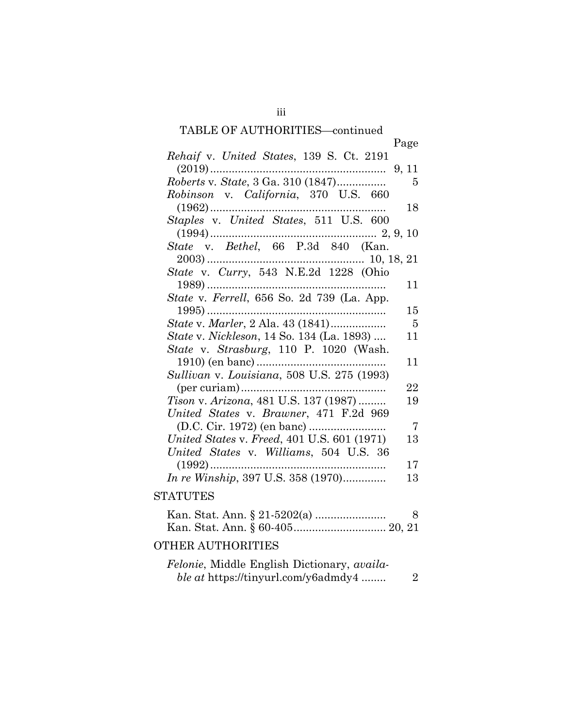TABLE OF AUTHORITIES—continued

| | Page |
|---|---|
| *Rehaif* v. *United States*, 139 S. Ct. 2191 (2019) | 9, 11 |
| *Roberts* v. *State*, 3 Ga. 310 (1847) | 5 |
| *Robinson* v. *California*, 370 U.S. 660 (1962) | 18 |
| *Staples* v. *United States*, 511 U.S. 600 (1994) | 2, 9, 10 |
| *State* v. *Bethel*, 66 P.3d 840 (Kan. 2003) | 10, 18, 21 |
| *State* v. *Curry*, 543 N.E.2d 1228 (Ohio 1989) | 11 |
| *State* v. *Ferrell*, 656 So. 2d 739 (La. App. 1995) | 15 |
| *State* v. *Marler*, 2 Ala. 43 (1841) | 5 |
| *State* v. *Nickleson*, 14 So. 134 (La. 1893) | 11 |
| *State* v. *Strasburg*, 110 P. 1020 (Wash. 1910) (en banc) | 11 |
| *Sullivan* v. *Louisiana*, 508 U.S. 275 (1993) (per curiam) | 22 |
| *Tison* v. *Arizona*, 481 U.S. 137 (1987) | 19 |
| *United States* v. *Brawner*, 471 F.2d 969 (D.C. Cir. 1972) (en banc) | 7 |
| *United States* v. *Freed*, 401 U.S. 601 (1971) | 13 |
| *United States* v. *Williams*, 504 U.S. 36 (1992) | 17 |
| *In re Winship*, 397 U.S. 358 (1970) | 13 |

## STATUTES

| | |
|---|---|
| Kan. Stat. Ann. § 21-5202(a) | 8 |
| Kan. Stat. Ann. § 60-405 | 20, 21 |

## OTHER AUTHORITIES

| | |
|---|---|
| *Felonie*, Middle English Dictionary, *available at* https://tinyurl.com/y6admdy4 | 2 |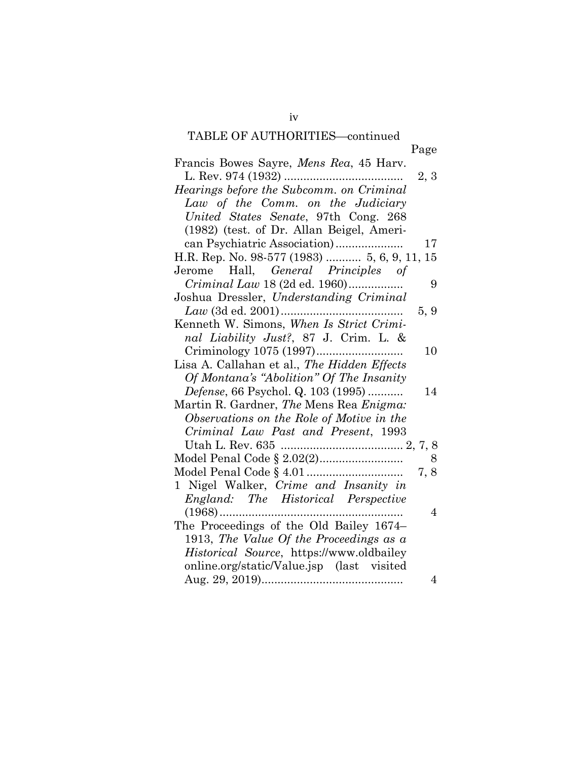TABLE OF AUTHORITIES—continued

| | Page |
|---|---|
| Francis Bowes Sayre, *Mens Rea*, 45 Harv. L. Rev. 974 (1932) | 2, 3 |
| *Hearings before the Subcomm. on Criminal Law of the Comm. on the Judiciary United States Senate*, 97th Cong. 268 (1982) (test. of Dr. Allan Beigel, American Psychiatric Association) | 17 |
| H.R. Rep. No. 98-577 (1983) | 5, 6, 9, 11, 15 |
| Jerome Hall, *General Principles of Criminal Law* 18 (2d ed. 1960) | 9 |
| Joshua Dressler, *Understanding Criminal Law* (3d ed. 2001) | 5, 9 |
| Kenneth W. Simons, *When Is Strict Criminal Liability Just?*, 87 J. Crim. L. & Criminology 1075 (1997) | 10 |
| Lisa A. Callahan et al., *The Hidden Effects Of Montana's "Abolition" Of The Insanity Defense*, 66 Psychol. Q. 103 (1995) | 14 |
| Martin R. Gardner, *The* Mens Rea *Enigma: Observations on the Role of Motive in the Criminal Law Past and Present*, 1993 Utah L. Rev. 635 | 2, 7, 8 |
| Model Penal Code § 2.02(2) | 8 |
| Model Penal Code § 4.01 | 7, 8 |
| 1 Nigel Walker, *Crime and Insanity in England: The Historical Perspective* (1968) | 4 |
| The Proceedings of the Old Bailey 1674–1913, *The Value Of the Proceedings as a Historical Source*, https://www.oldbaileyonline.org/static/Value.jsp (last visited Aug. 29, 2019) | 4 |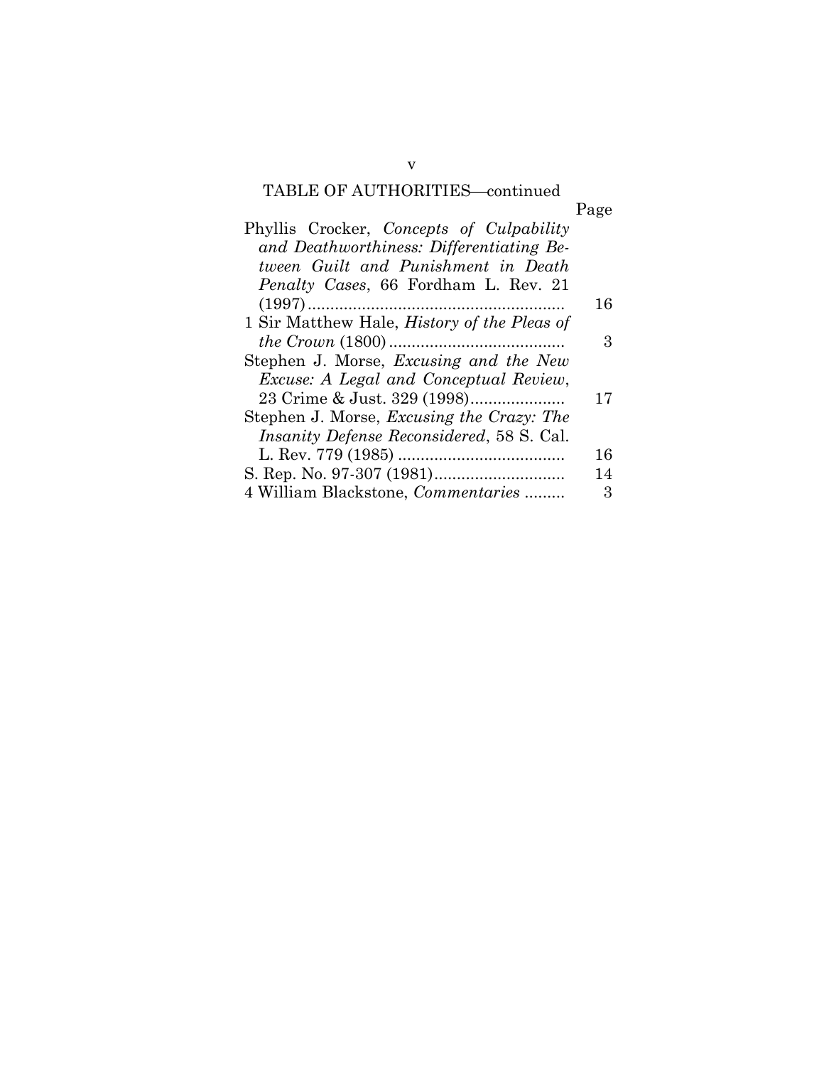TABLE OF AUTHORITIES—continued

| | Page |
|---|---|
| Phyllis Crocker, *Concepts of Culpability and Deathworthiness: Differentiating Between Guilt and Punishment in Death Penalty Cases*, 66 Fordham L. Rev. 21 (1997) | 16 |
| 1 Sir Matthew Hale, *History of the Pleas of the Crown* (1800) | 3 |
| Stephen J. Morse, *Excusing and the New Excuse: A Legal and Conceptual Review*, 23 Crime & Just. 329 (1998) | 17 |
| Stephen J. Morse, *Excusing the Crazy: The Insanity Defense Reconsidered*, 58 S. Cal. L. Rev. 779 (1985) | 16 |
| S. Rep. No. 97-307 (1981) | 14 |
| 4 William Blackstone, *Commentaries* | 3 |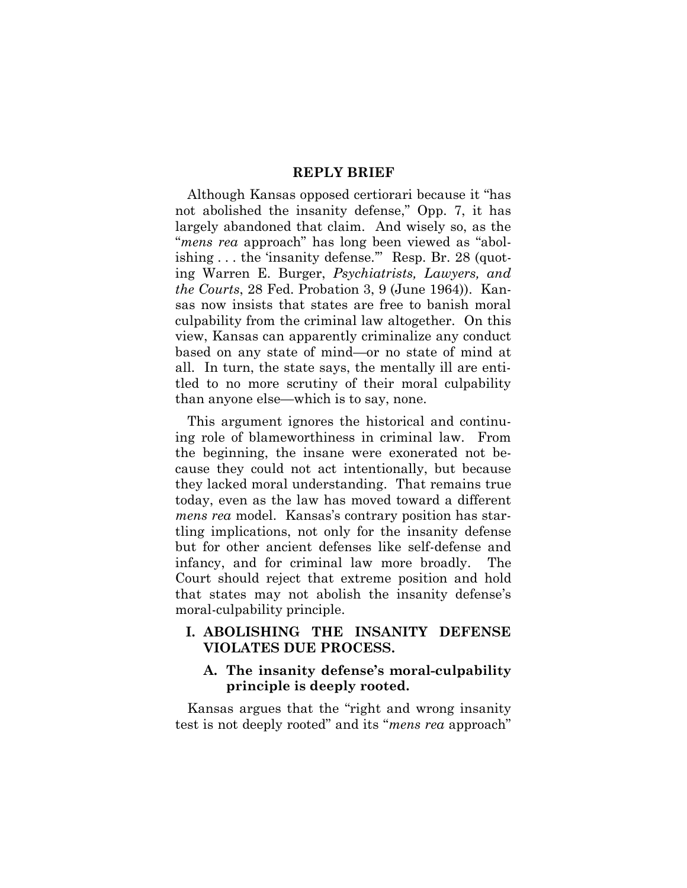## REPLY BRIEF

Although Kansas opposed certiorari because it "has not abolished the insanity defense," Opp. 7, it has largely abandoned that claim. And wisely so, as the "*mens rea* approach" has long been viewed as "abolishing . . . the 'insanity defense.'" Resp. Br. 28 (quoting Warren E. Burger, *Psychiatrists, Lawyers, and the Courts*, 28 Fed. Probation 3, 9 (June 1964)). Kansas now insists that states are free to banish moral culpability from the criminal law altogether. On this view, Kansas can apparently criminalize any conduct based on any state of mind—or no state of mind at all. In turn, the state says, the mentally ill are entitled to no more scrutiny of their moral culpability than anyone else—which is to say, none.

This argument ignores the historical and continuing role of blameworthiness in criminal law. From the beginning, the insane were exonerated not because they could not act intentionally, but because they lacked moral understanding. That remains true today, even as the law has moved toward a different *mens rea* model. Kansas's contrary position has startling implications, not only for the insanity defense but for other ancient defenses like self-defense and infancy, and for criminal law more broadly. The Court should reject that extreme position and hold that states may not abolish the insanity defense's moral-culpability principle.

### I. ABOLISHING THE INSANITY DEFENSE VIOLATES DUE PROCESS.

#### A. The insanity defense's moral-culpability principle is deeply rooted.

Kansas argues that the "right and wrong insanity test is not deeply rooted" and its "*mens rea* approach"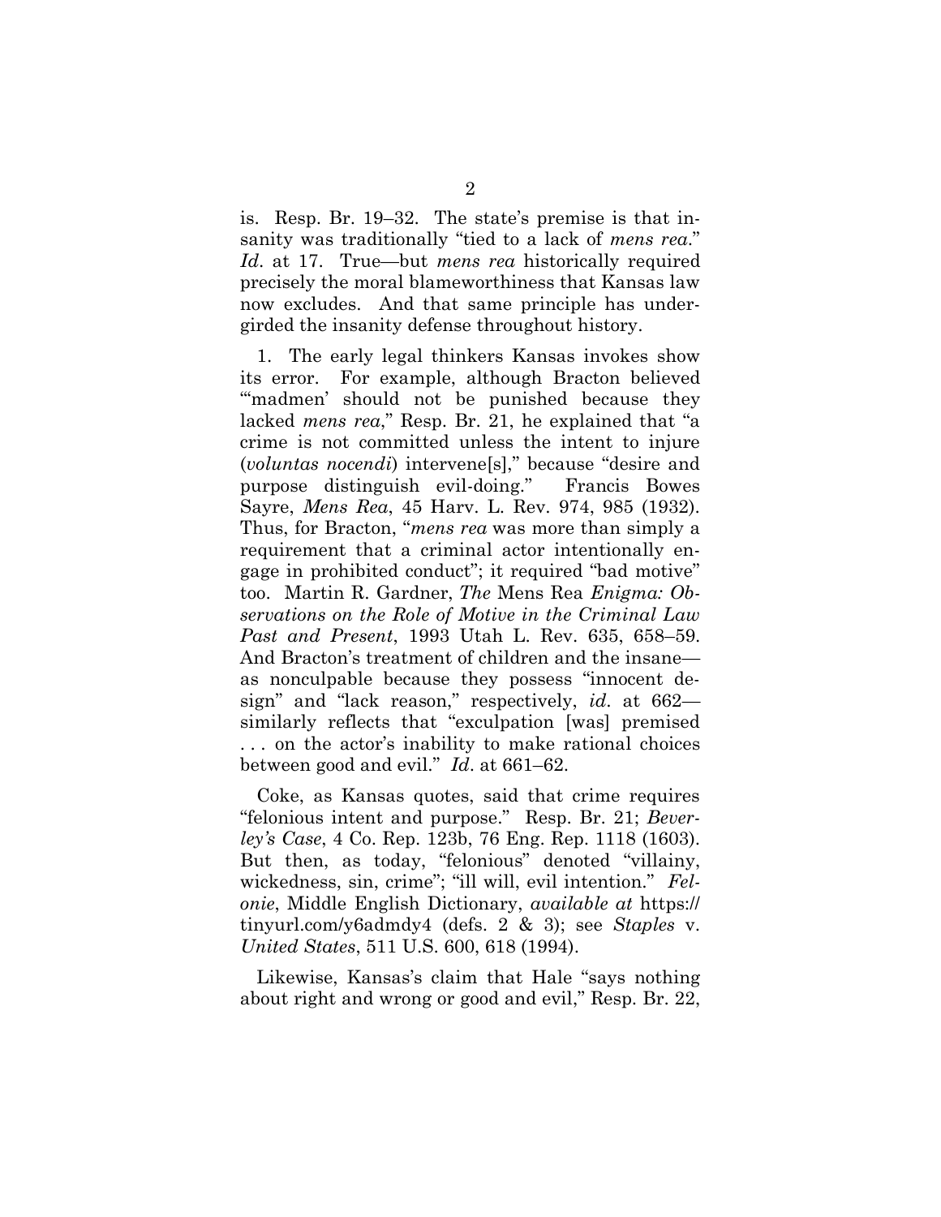is. Resp. Br. 19–32. The state's premise is that insanity was traditionally "tied to a lack of *mens rea*." *Id*. at 17. True—but *mens rea* historically required precisely the moral blameworthiness that Kansas law now excludes. And that same principle has undergirded the insanity defense throughout history.

1. The early legal thinkers Kansas invokes show its error. For example, although Bracton believed "'madmen' should not be punished because they lacked *mens rea*," Resp. Br. 21, he explained that "a crime is not committed unless the intent to injure (*voluntas nocendi*) intervene[s]," because "desire and purpose distinguish evil-doing." Francis Bowes Sayre, *Mens Rea*, 45 Harv. L. Rev. 974, 985 (1932). Thus, for Bracton, "*mens rea* was more than simply a requirement that a criminal actor intentionally engage in prohibited conduct"; it required "bad motive" too. Martin R. Gardner, *The* Mens Rea *Enigma: Observations on the Role of Motive in the Criminal Law Past and Present*, 1993 Utah L. Rev. 635, 658–59. And Bracton's treatment of children and the insane—as nonculpable because they possess "innocent design" and "lack reason," respectively, *id*. at 662—similarly reflects that "exculpation [was] premised . . . on the actor's inability to make rational choices between good and evil." *Id*. at 661–62.

Coke, as Kansas quotes, said that crime requires "felonious intent and purpose." Resp. Br. 21; *Beverley's Case*, 4 Co. Rep. 123b, 76 Eng. Rep. 1118 (1603). But then, as today, "felonious" denoted "villainy, wickedness, sin, crime"; "ill will, evil intention." *Felonie*, Middle English Dictionary, *available at* https://tinyurl.com/y6admdy4 (defs. 2 & 3); see *Staples* v. *United States*, 511 U.S. 600, 618 (1994).

Likewise, Kansas's claim that Hale "says nothing about right and wrong or good and evil," Resp. Br. 22,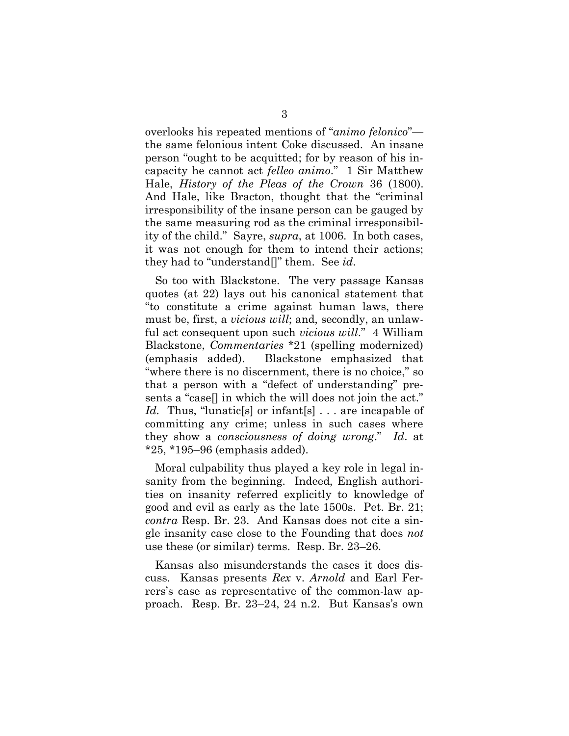overlooks his repeated mentions of "*animo felonico*"—the same felonious intent Coke discussed. An insane person "ought to be acquitted; for by reason of his incapacity he cannot act *felleo animo*." 1 Sir Matthew Hale, *History of the Pleas of the Crown* 36 (1800). And Hale, like Bracton, thought that the "criminal irresponsibility of the insane person can be gauged by the same measuring rod as the criminal irresponsibility of the child." Sayre, *supra*, at 1006. In both cases, it was not enough for them to intend their actions; they had to "understand[]" them. See *id*.

So too with Blackstone. The very passage Kansas quotes (at 22) lays out his canonical statement that "to constitute a crime against human laws, there must be, first, a *vicious will*; and, secondly, an unlawful act consequent upon such *vicious will*." 4 William Blackstone, *Commentaries* *21 (spelling modernized) (emphasis added). Blackstone emphasized that "where there is no discernment, there is no choice," so that a person with a "defect of understanding" presents a "case[] in which the will does not join the act." *Id*. Thus, "lunatic[s] or infant[s] . . . are incapable of committing any crime; unless in such cases where they show a *consciousness of doing wrong*." *Id*. at *25, *195–96 (emphasis added).

Moral culpability thus played a key role in legal insanity from the beginning. Indeed, English authorities on insanity referred explicitly to knowledge of good and evil as early as the late 1500s. Pet. Br. 21; *contra* Resp. Br. 23. And Kansas does not cite a single insanity case close to the Founding that does *not* use these (or similar) terms. Resp. Br. 23–26.

Kansas also misunderstands the cases it does discuss. Kansas presents *Rex* v. *Arnold* and Earl Ferrers's case as representative of the common-law approach. Resp. Br. 23–24, 24 n.2. But Kansas's own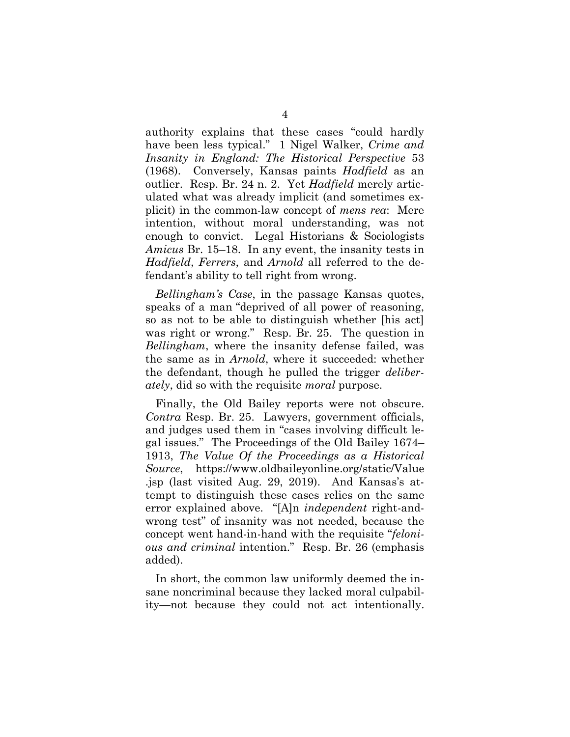authority explains that these cases "could hardly have been less typical." 1 Nigel Walker, *Crime and Insanity in England: The Historical Perspective* 53 (1968). Conversely, Kansas paints *Hadfield* as an outlier. Resp. Br. 24 n. 2. Yet *Hadfield* merely articulated what was already implicit (and sometimes explicit) in the common-law concept of *mens rea*: Mere intention, without moral understanding, was not enough to convict. Legal Historians & Sociologists *Amicus* Br. 15–18. In any event, the insanity tests in *Hadfield*, *Ferrers*, and *Arnold* all referred to the defendant's ability to tell right from wrong.

*Bellingham's Case*, in the passage Kansas quotes, speaks of a man "deprived of all power of reasoning, so as not to be able to distinguish whether [his act] was right or wrong." Resp. Br. 25. The question in *Bellingham*, where the insanity defense failed, was the same as in *Arnold*, where it succeeded: whether the defendant, though he pulled the trigger *deliberately*, did so with the requisite *moral* purpose.

Finally, the Old Bailey reports were not obscure. *Contra* Resp. Br. 25. Lawyers, government officials, and judges used them in "cases involving difficult legal issues." The Proceedings of the Old Bailey 1674–1913, *The Value Of the Proceedings as a Historical Source*, https://www.oldbaileyonline.org/static/Value.jsp (last visited Aug. 29, 2019). And Kansas's attempt to distinguish these cases relies on the same error explained above. "[A]n *independent* right-and-wrong test" of insanity was not needed, because the concept went hand-in-hand with the requisite "*felonious and criminal* intention." Resp. Br. 26 (emphasis added).

In short, the common law uniformly deemed the insane noncriminal because they lacked moral culpability—not because they could not act intentionally.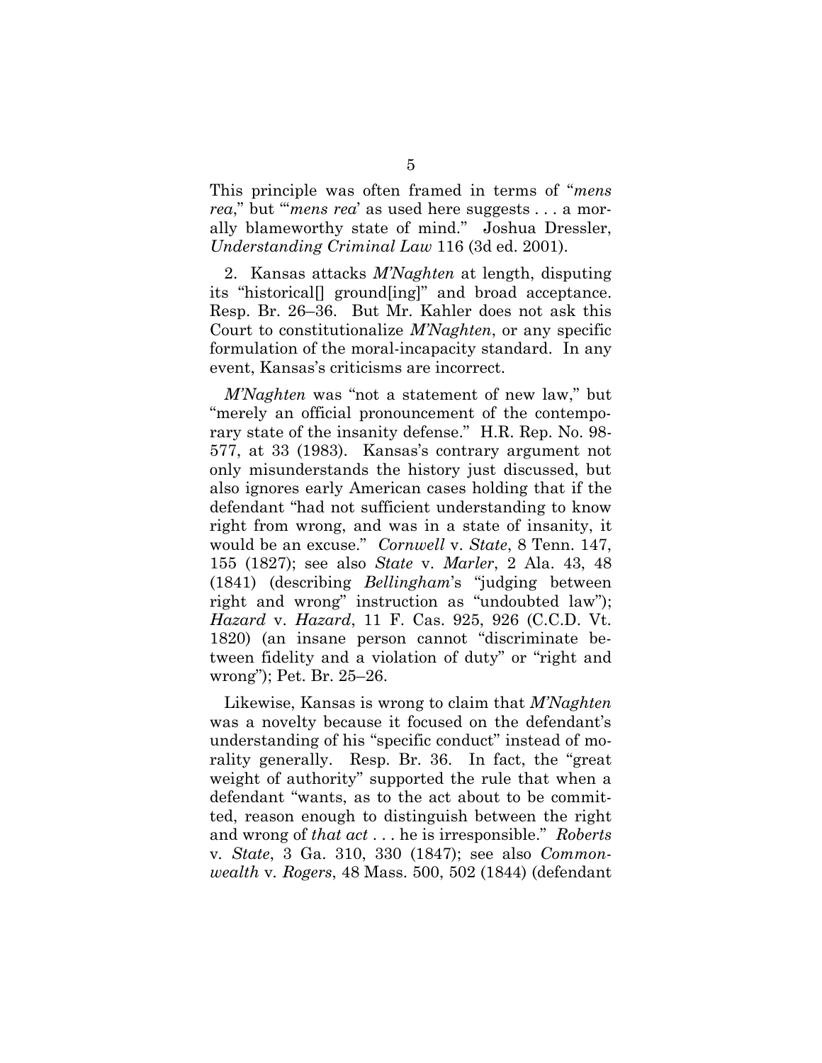This principle was often framed in terms of "*mens rea*," but "'*mens rea*' as used here suggests . . . a morally blameworthy state of mind." Joshua Dressler, *Understanding Criminal Law* 116 (3d ed. 2001).

2. Kansas attacks *M'Naghten* at length, disputing its "historical[] ground[ing]" and broad acceptance. Resp. Br. 26–36. But Mr. Kahler does not ask this Court to constitutionalize *M'Naghten*, or any specific formulation of the moral-incapacity standard. In any event, Kansas's criticisms are incorrect.

*M'Naghten* was "not a statement of new law," but "merely an official pronouncement of the contemporary state of the insanity defense." H.R. Rep. No. 98-577, at 33 (1983). Kansas's contrary argument not only misunderstands the history just discussed, but also ignores early American cases holding that if the defendant "had not sufficient understanding to know right from wrong, and was in a state of insanity, it would be an excuse." *Cornwell* v. *State*, 8 Tenn. 147, 155 (1827); see also *State* v. *Marler*, 2 Ala. 43, 48 (1841) (describing *Bellingham*'s "judging between right and wrong" instruction as "undoubted law"); *Hazard* v. *Hazard*, 11 F. Cas. 925, 926 (C.C.D. Vt. 1820) (an insane person cannot "discriminate between fidelity and a violation of duty" or "right and wrong"); Pet. Br. 25–26.

Likewise, Kansas is wrong to claim that *M'Naghten* was a novelty because it focused on the defendant's understanding of his "specific conduct" instead of morality generally. Resp. Br. 36. In fact, the "great weight of authority" supported the rule that when a defendant "wants, as to the act about to be committed, reason enough to distinguish between the right and wrong of *that act* . . . he is irresponsible." *Roberts* v. *State*, 3 Ga. 310, 330 (1847); see also *Commonwealth* v. *Rogers*, 48 Mass. 500, 502 (1844) (defendant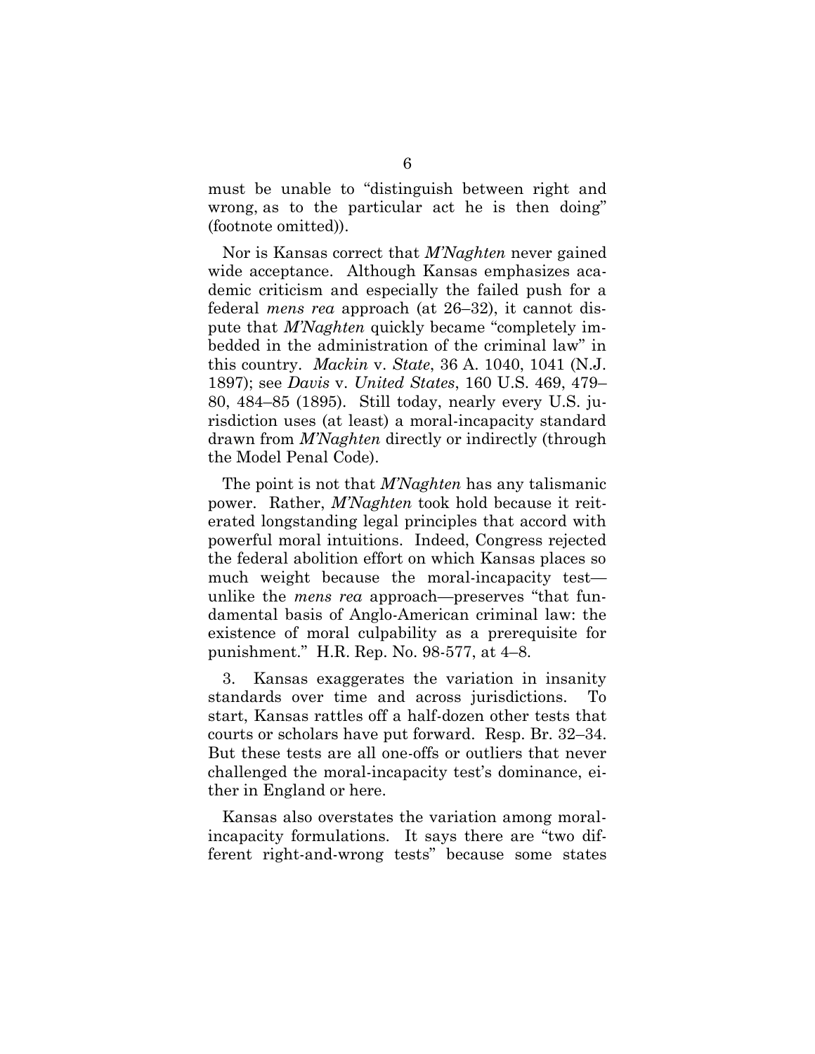must be unable to "distinguish between right and wrong, as to the particular act he is then doing" (footnote omitted)).

Nor is Kansas correct that *M'Naghten* never gained wide acceptance. Although Kansas emphasizes academic criticism and especially the failed push for a federal *mens rea* approach (at 26–32), it cannot dispute that *M'Naghten* quickly became "completely imbedded in the administration of the criminal law" in this country. *Mackin* v. *State*, 36 A. 1040, 1041 (N.J. 1897); see *Davis* v. *United States*, 160 U.S. 469, 479–80, 484–85 (1895). Still today, nearly every U.S. jurisdiction uses (at least) a moral-incapacity standard drawn from *M'Naghten* directly or indirectly (through the Model Penal Code).

The point is not that *M'Naghten* has any talismanic power. Rather, *M'Naghten* took hold because it reiterated longstanding legal principles that accord with powerful moral intuitions. Indeed, Congress rejected the federal abolition effort on which Kansas places so much weight because the moral-incapacity test—unlike the *mens rea* approach—preserves "that fundamental basis of Anglo-American criminal law: the existence of moral culpability as a prerequisite for punishment." H.R. Rep. No. 98-577, at 4–8.

3. Kansas exaggerates the variation in insanity standards over time and across jurisdictions. To start, Kansas rattles off a half-dozen other tests that courts or scholars have put forward. Resp. Br. 32–34. But these tests are all one-offs or outliers that never challenged the moral-incapacity test's dominance, either in England or here.

Kansas also overstates the variation among moral-incapacity formulations. It says there are "two different right-and-wrong tests" because some states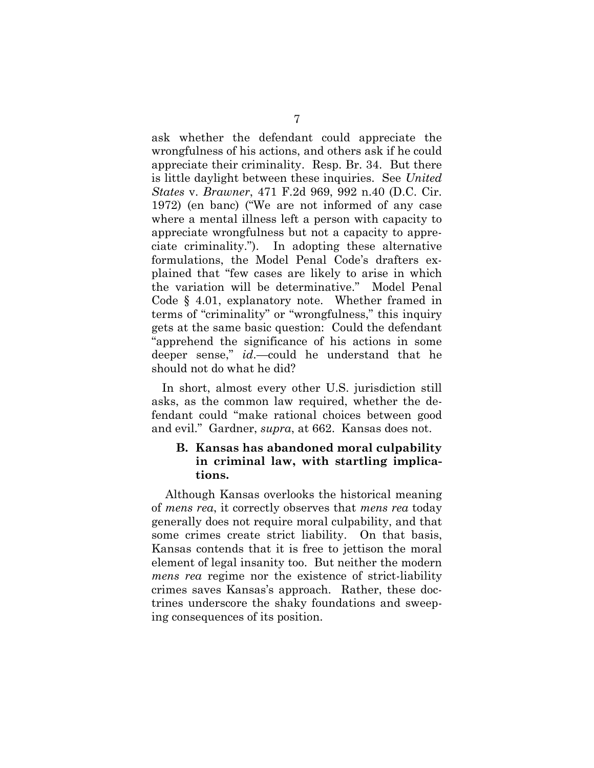ask whether the defendant could appreciate the wrongfulness of his actions, and others ask if he could appreciate their criminality. Resp. Br. 34. But there is little daylight between these inquiries. See *United States* v. *Brawner*, 471 F.2d 969, 992 n.40 (D.C. Cir. 1972) (en banc) ("We are not informed of any case where a mental illness left a person with capacity to appreciate wrongfulness but not a capacity to appreciate criminality."). In adopting these alternative formulations, the Model Penal Code's drafters explained that "few cases are likely to arise in which the variation will be determinative." Model Penal Code § 4.01, explanatory note. Whether framed in terms of "criminality" or "wrongfulness," this inquiry gets at the same basic question: Could the defendant "apprehend the significance of his actions in some deeper sense," *id.*—could he understand that he should not do what he did?

In short, almost every other U.S. jurisdiction still asks, as the common law required, whether the defendant could "make rational choices between good and evil." Gardner, *supra*, at 662. Kansas does not.

### B. Kansas has abandoned moral culpability in criminal law, with startling implications.

Although Kansas overlooks the historical meaning of *mens rea*, it correctly observes that *mens rea* today generally does not require moral culpability, and that some crimes create strict liability. On that basis, Kansas contends that it is free to jettison the moral element of legal insanity too. But neither the modern *mens rea* regime nor the existence of strict-liability crimes saves Kansas's approach. Rather, these doctrines underscore the shaky foundations and sweeping consequences of its position.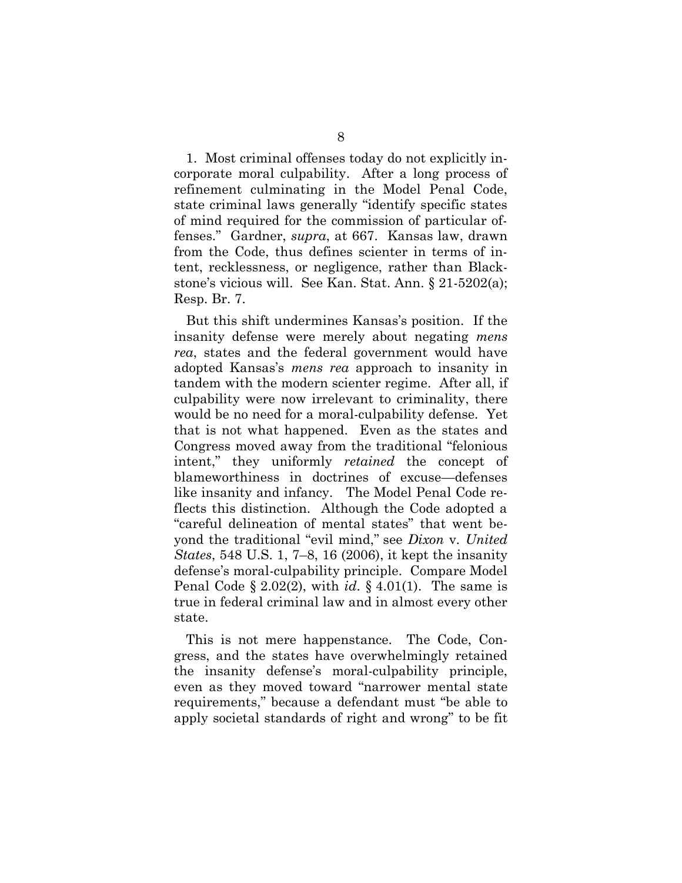1. Most criminal offenses today do not explicitly incorporate moral culpability. After a long process of refinement culminating in the Model Penal Code, state criminal laws generally "identify specific states of mind required for the commission of particular offenses." Gardner, *supra*, at 667. Kansas law, drawn from the Code, thus defines scienter in terms of intent, recklessness, or negligence, rather than Blackstone's vicious will. See Kan. Stat. Ann. § 21-5202(a); Resp. Br. 7.

But this shift undermines Kansas's position. If the insanity defense were merely about negating *mens rea*, states and the federal government would have adopted Kansas's *mens rea* approach to insanity in tandem with the modern scienter regime. After all, if culpability were now irrelevant to criminality, there would be no need for a moral-culpability defense. Yet that is not what happened. Even as the states and Congress moved away from the traditional "felonious intent," they uniformly *retained* the concept of blameworthiness in doctrines of excuse—defenses like insanity and infancy. The Model Penal Code reflects this distinction. Although the Code adopted a "careful delineation of mental states" that went beyond the traditional "evil mind," see *Dixon* v. *United States*, 548 U.S. 1, 7–8, 16 (2006), it kept the insanity defense's moral-culpability principle. Compare Model Penal Code § 2.02(2), with *id*. § 4.01(1). The same is true in federal criminal law and in almost every other state.

This is not mere happenstance. The Code, Congress, and the states have overwhelmingly retained the insanity defense's moral-culpability principle, even as they moved toward "narrower mental state requirements," because a defendant must "be able to apply societal standards of right and wrong" to be fit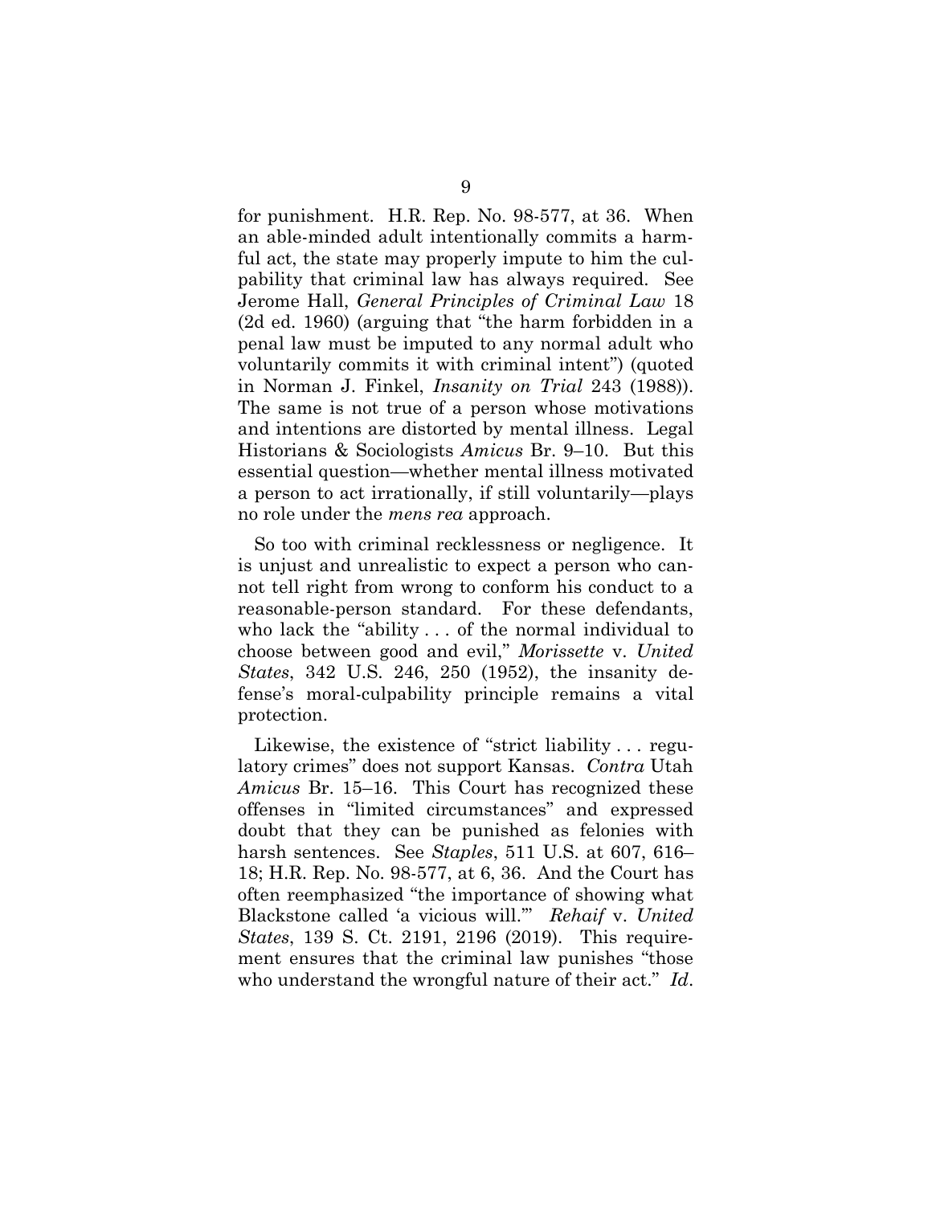for punishment. H.R. Rep. No. 98-577, at 36. When an able-minded adult intentionally commits a harmful act, the state may properly impute to him the culpability that criminal law has always required. See Jerome Hall, *General Principles of Criminal Law* 18 (2d ed. 1960) (arguing that "the harm forbidden in a penal law must be imputed to any normal adult who voluntarily commits it with criminal intent") (quoted in Norman J. Finkel, *Insanity on Trial* 243 (1988)). The same is not true of a person whose motivations and intentions are distorted by mental illness. Legal Historians & Sociologists *Amicus* Br. 9–10. But this essential question—whether mental illness motivated a person to act irrationally, if still voluntarily—plays no role under the *mens rea* approach.

So too with criminal recklessness or negligence. It is unjust and unrealistic to expect a person who cannot tell right from wrong to conform his conduct to a reasonable-person standard. For these defendants, who lack the "ability . . . of the normal individual to choose between good and evil," *Morissette* v. *United States*, 342 U.S. 246, 250 (1952), the insanity defense's moral-culpability principle remains a vital protection.

Likewise, the existence of "strict liability . . . regulatory crimes" does not support Kansas. *Contra* Utah *Amicus* Br. 15–16. This Court has recognized these offenses in "limited circumstances" and expressed doubt that they can be punished as felonies with harsh sentences. See *Staples*, 511 U.S. at 607, 616–18; H.R. Rep. No. 98-577, at 6, 36. And the Court has often reemphasized "the importance of showing what Blackstone called 'a vicious will.'" *Rehaif* v. *United States*, 139 S. Ct. 2191, 2196 (2019). This requirement ensures that the criminal law punishes "those who understand the wrongful nature of their act." *Id*.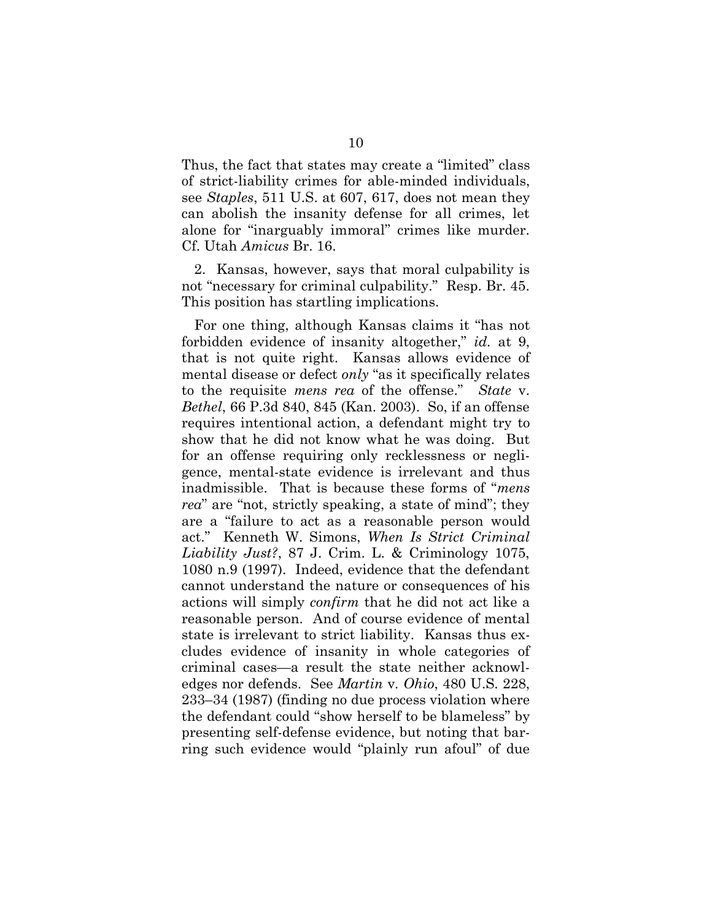Thus, the fact that states may create a "limited" class of strict-liability crimes for able-minded individuals, see *Staples*, 511 U.S. at 607, 617, does not mean they can abolish the insanity defense for all crimes, let alone for "inarguably immoral" crimes like murder. Cf. Utah *Amicus* Br. 16.

2. Kansas, however, says that moral culpability is not "necessary for criminal culpability." Resp. Br. 45. This position has startling implications.

For one thing, although Kansas claims it "has not forbidden evidence of insanity altogether," *id.* at 9, that is not quite right. Kansas allows evidence of mental disease or defect *only* "as it specifically relates to the requisite *mens rea* of the offense." *State* v. *Bethel*, 66 P.3d 840, 845 (Kan. 2003). So, if an offense requires intentional action, a defendant might try to show that he did not know what he was doing. But for an offense requiring only recklessness or negligence, mental-state evidence is irrelevant and thus inadmissible. That is because these forms of "*mens rea*" are "not, strictly speaking, a state of mind"; they are a "failure to act as a reasonable person would act." Kenneth W. Simons, *When Is Strict Criminal Liability Just?*, 87 J. Crim. L. & Criminology 1075, 1080 n.9 (1997). Indeed, evidence that the defendant cannot understand the nature or consequences of his actions will simply *confirm* that he did not act like a reasonable person. And of course evidence of mental state is irrelevant to strict liability. Kansas thus excludes evidence of insanity in whole categories of criminal cases—a result the state neither acknowledges nor defends. See *Martin* v. *Ohio*, 480 U.S. 228, 233–34 (1987) (finding no due process violation where the defendant could "show herself to be blameless" by presenting self-defense evidence, but noting that barring such evidence would "plainly run afoul" of due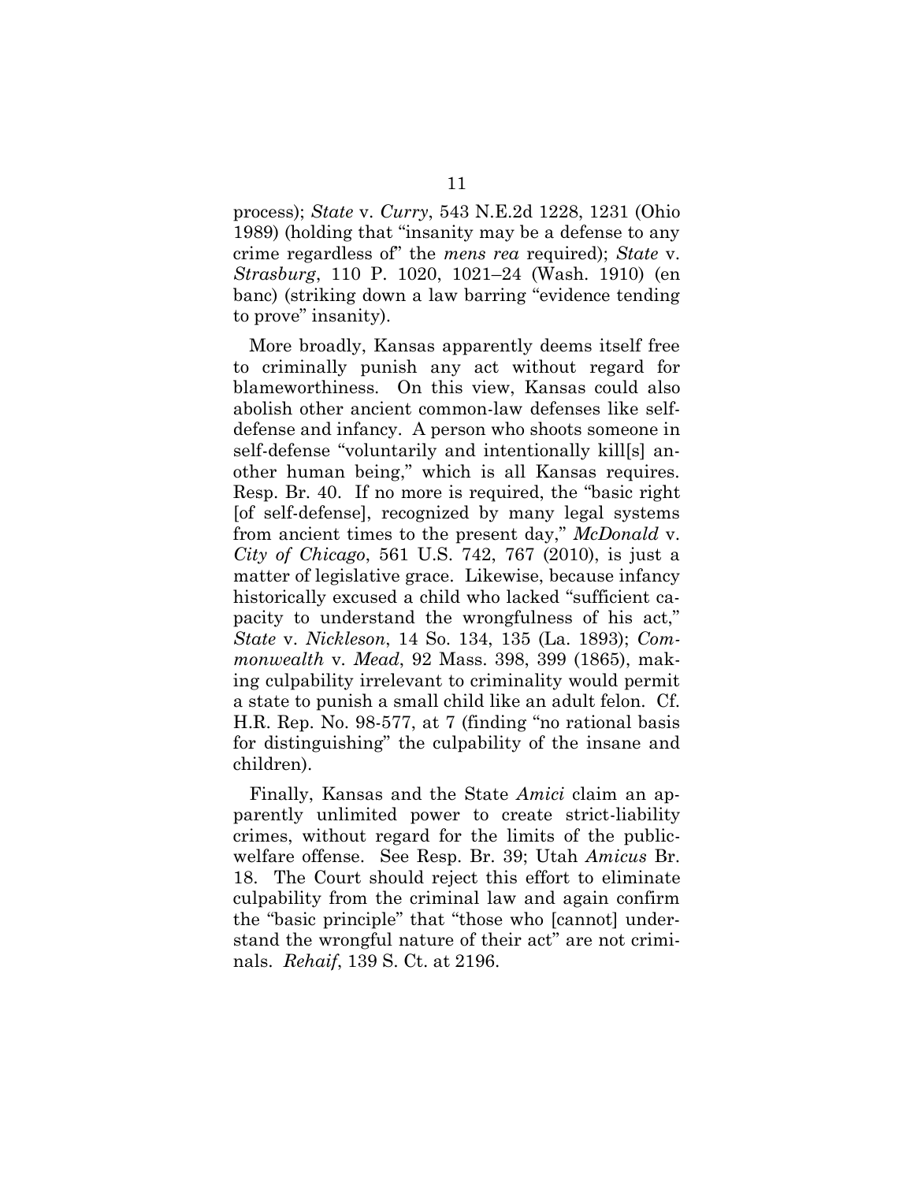process); *State* v. *Curry*, 543 N.E.2d 1228, 1231 (Ohio 1989) (holding that "insanity may be a defense to any crime regardless of" the *mens rea* required); *State* v. *Strasburg*, 110 P. 1020, 1021–24 (Wash. 1910) (en banc) (striking down a law barring "evidence tending to prove" insanity).

More broadly, Kansas apparently deems itself free to criminally punish any act without regard for blameworthiness. On this view, Kansas could also abolish other ancient common-law defenses like self-defense and infancy. A person who shoots someone in self-defense "voluntarily and intentionally kill[s] another human being," which is all Kansas requires. Resp. Br. 40. If no more is required, the "basic right [of self-defense], recognized by many legal systems from ancient times to the present day," *McDonald* v. *City of Chicago*, 561 U.S. 742, 767 (2010), is just a matter of legislative grace. Likewise, because infancy historically excused a child who lacked "sufficient capacity to understand the wrongfulness of his act," *State* v. *Nickleson*, 14 So. 134, 135 (La. 1893); *Commonwealth* v. *Mead*, 92 Mass. 398, 399 (1865), making culpability irrelevant to criminality would permit a state to punish a small child like an adult felon. Cf. H.R. Rep. No. 98-577, at 7 (finding "no rational basis for distinguishing" the culpability of the insane and children).

Finally, Kansas and the State *Amici* claim an apparently unlimited power to create strict-liability crimes, without regard for the limits of the public-welfare offense. See Resp. Br. 39; Utah *Amicus* Br. 18. The Court should reject this effort to eliminate culpability from the criminal law and again confirm the "basic principle" that "those who [cannot] understand the wrongful nature of their act" are not criminals. *Rehaif*, 139 S. Ct. at 2196.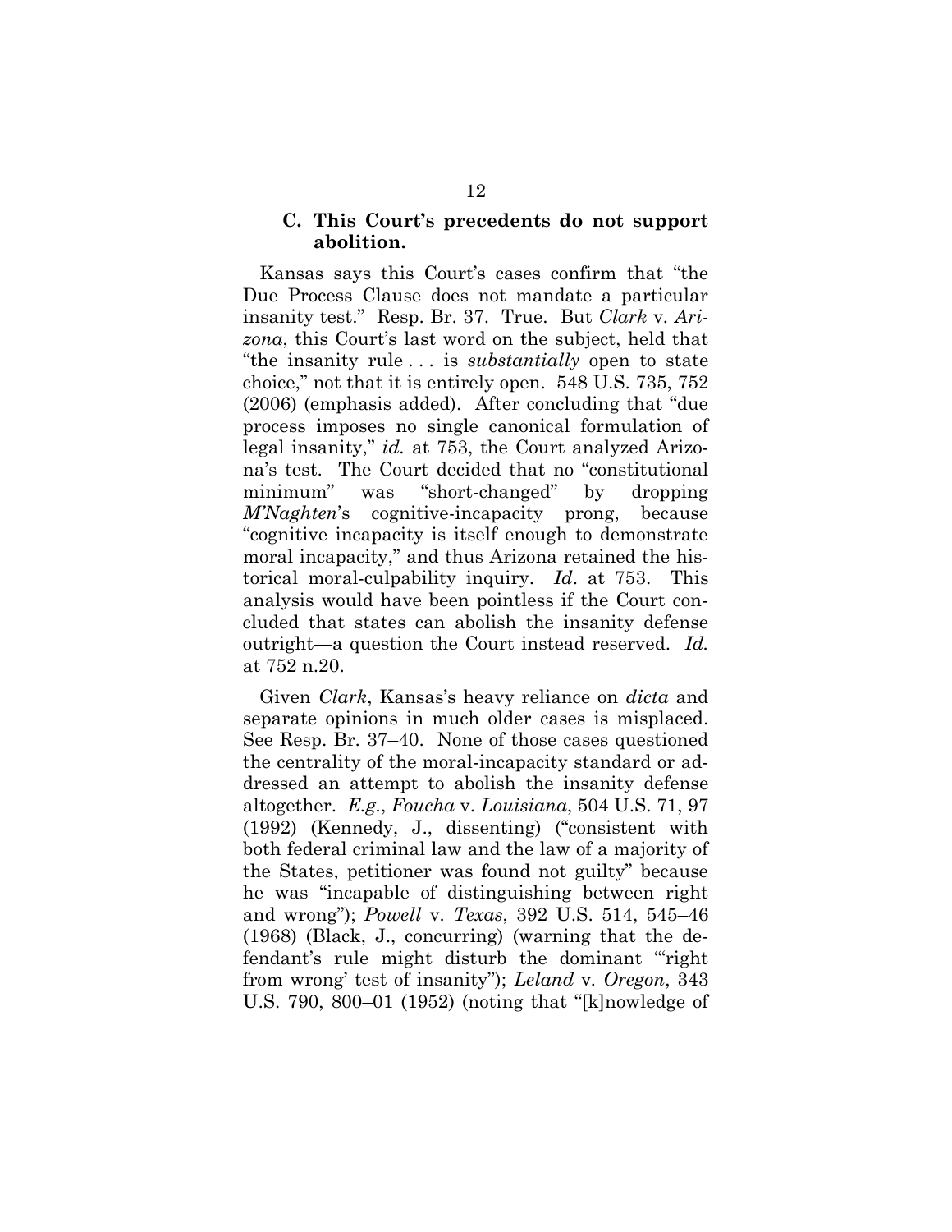### C. This Court's precedents do not support abolition.

Kansas says this Court's cases confirm that "the Due Process Clause does not mandate a particular insanity test." Resp. Br. 37. True. But *Clark* v. *Arizona*, this Court's last word on the subject, held that "the insanity rule . . . is *substantially* open to state choice," not that it is entirely open. 548 U.S. 735, 752 (2006) (emphasis added). After concluding that "due process imposes no single canonical formulation of legal insanity," *id.* at 753, the Court analyzed Arizona's test. The Court decided that no "constitutional minimum" was "short-changed" by dropping *M'Naghten*'s cognitive-incapacity prong, because "cognitive incapacity is itself enough to demonstrate moral incapacity," and thus Arizona retained the historical moral-culpability inquiry. *Id*. at 753. This analysis would have been pointless if the Court concluded that states can abolish the insanity defense outright—a question the Court instead reserved. *Id.* at 752 n.20.

Given *Clark*, Kansas's heavy reliance on *dicta* and separate opinions in much older cases is misplaced. See Resp. Br. 37–40. None of those cases questioned the centrality of the moral-incapacity standard or addressed an attempt to abolish the insanity defense altogether. *E.g.*, *Foucha* v. *Louisiana*, 504 U.S. 71, 97 (1992) (Kennedy, J., dissenting) ("consistent with both federal criminal law and the law of a majority of the States, petitioner was found not guilty" because he was "incapable of distinguishing between right and wrong"); *Powell* v. *Texas*, 392 U.S. 514, 545–46 (1968) (Black, J., concurring) (warning that the defendant's rule might disturb the dominant "'right from wrong' test of insanity"); *Leland* v. *Oregon*, 343 U.S. 790, 800–01 (1952) (noting that "[k]nowledge of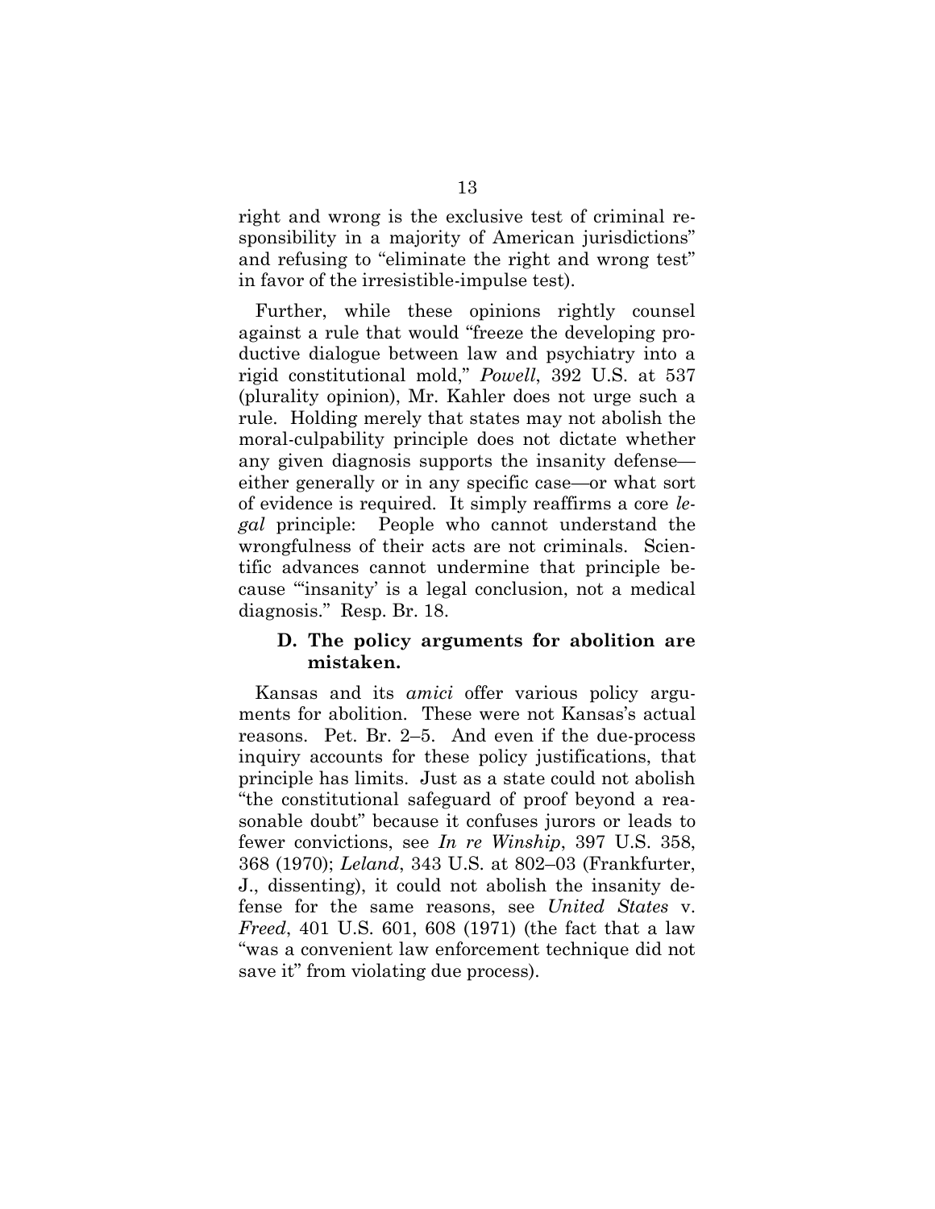right and wrong is the exclusive test of criminal responsibility in a majority of American jurisdictions" and refusing to "eliminate the right and wrong test" in favor of the irresistible-impulse test).

Further, while these opinions rightly counsel against a rule that would "freeze the developing productive dialogue between law and psychiatry into a rigid constitutional mold," *Powell*, 392 U.S. at 537 (plurality opinion), Mr. Kahler does not urge such a rule. Holding merely that states may not abolish the moral-culpability principle does not dictate whether any given diagnosis supports the insanity defense—either generally or in any specific case—or what sort of evidence is required. It simply reaffirms a core *legal* principle: People who cannot understand the wrongfulness of their acts are not criminals. Scientific advances cannot undermine that principle because "'insanity' is a legal conclusion, not a medical diagnosis." Resp. Br. 18.

### D. The policy arguments for abolition are mistaken.

Kansas and its *amici* offer various policy arguments for abolition. These were not Kansas's actual reasons. Pet. Br. 2–5. And even if the due-process inquiry accounts for these policy justifications, that principle has limits. Just as a state could not abolish "the constitutional safeguard of proof beyond a reasonable doubt" because it confuses jurors or leads to fewer convictions, see *In re Winship*, 397 U.S. 358, 368 (1970); *Leland*, 343 U.S. at 802–03 (Frankfurter, J., dissenting), it could not abolish the insanity defense for the same reasons, see *United States* v. *Freed*, 401 U.S. 601, 608 (1971) (the fact that a law "was a convenient law enforcement technique did not save it" from violating due process).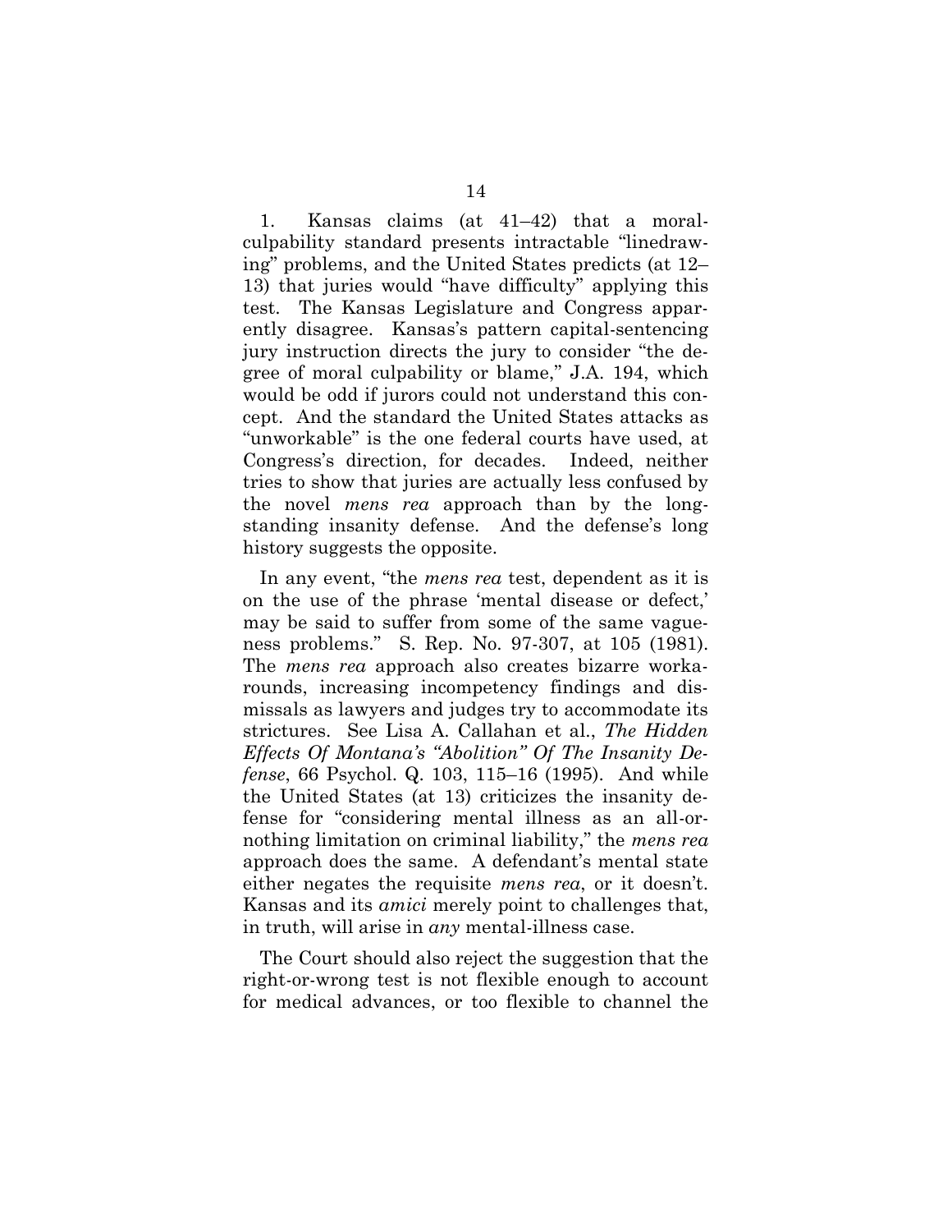1. Kansas claims (at 41–42) that a moral-culpability standard presents intractable "linedrawing" problems, and the United States predicts (at 12–13) that juries would "have difficulty" applying this test. The Kansas Legislature and Congress apparently disagree. Kansas's pattern capital-sentencing jury instruction directs the jury to consider "the degree of moral culpability or blame," J.A. 194, which would be odd if jurors could not understand this concept. And the standard the United States attacks as "unworkable" is the one federal courts have used, at Congress's direction, for decades. Indeed, neither tries to show that juries are actually less confused by the novel *mens rea* approach than by the long-standing insanity defense. And the defense's long history suggests the opposite.

In any event, "the *mens rea* test, dependent as it is on the use of the phrase 'mental disease or defect,' may be said to suffer from some of the same vagueness problems." S. Rep. No. 97-307, at 105 (1981). The *mens rea* approach also creates bizarre workarounds, increasing incompetency findings and dismissals as lawyers and judges try to accommodate its strictures. See Lisa A. Callahan et al., *The Hidden Effects Of Montana's "Abolition" Of The Insanity Defense*, 66 Psychol. Q. 103, 115–16 (1995). And while the United States (at 13) criticizes the insanity defense for "considering mental illness as an all-or-nothing limitation on criminal liability," the *mens rea* approach does the same. A defendant's mental state either negates the requisite *mens rea*, or it doesn't. Kansas and its *amici* merely point to challenges that, in truth, will arise in *any* mental-illness case.

The Court should also reject the suggestion that the right-or-wrong test is not flexible enough to account for medical advances, or too flexible to channel the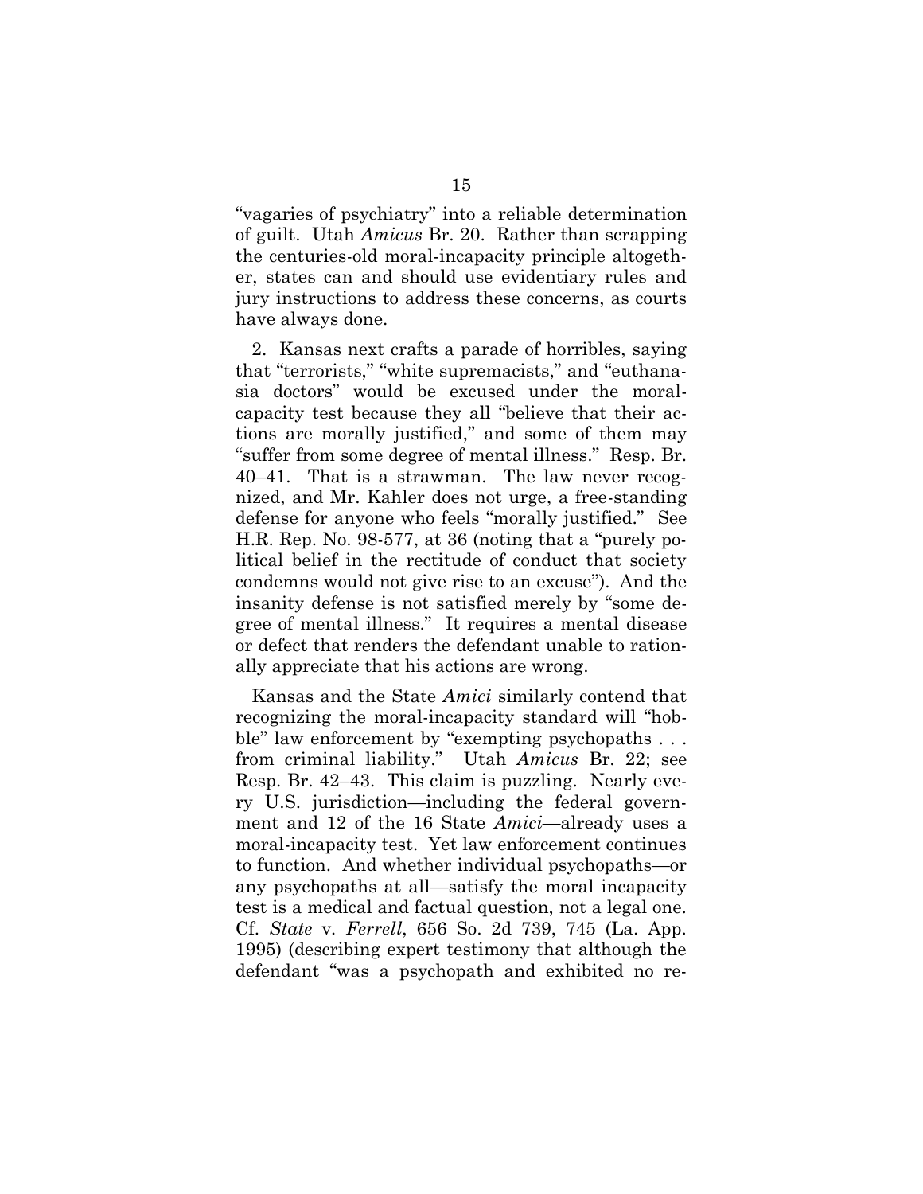"vagaries of psychiatry" into a reliable determination of guilt. Utah *Amicus* Br. 20. Rather than scrapping the centuries-old moral-incapacity principle altogether, states can and should use evidentiary rules and jury instructions to address these concerns, as courts have always done.

2. Kansas next crafts a parade of horribles, saying that "terrorists," "white supremacists," and "euthanasia doctors" would be excused under the moral-capacity test because they all "believe that their actions are morally justified," and some of them may "suffer from some degree of mental illness." Resp. Br. 40–41. That is a strawman. The law never recognized, and Mr. Kahler does not urge, a free-standing defense for anyone who feels "morally justified." See H.R. Rep. No. 98-577, at 36 (noting that a "purely political belief in the rectitude of conduct that society condemns would not give rise to an excuse"). And the insanity defense is not satisfied merely by "some degree of mental illness." It requires a mental disease or defect that renders the defendant unable to rationally appreciate that his actions are wrong.

Kansas and the State *Amici* similarly contend that recognizing the moral-incapacity standard will "hobble" law enforcement by "exempting psychopaths . . . from criminal liability." Utah *Amicus* Br. 22; see Resp. Br. 42–43. This claim is puzzling. Nearly every U.S. jurisdiction—including the federal government and 12 of the 16 State *Amici*—already uses a moral-incapacity test. Yet law enforcement continues to function. And whether individual psychopaths—or any psychopaths at all—satisfy the moral incapacity test is a medical and factual question, not a legal one. Cf. *State* v. *Ferrell*, 656 So. 2d 739, 745 (La. App. 1995) (describing expert testimony that although the defendant "was a psychopath and exhibited no re-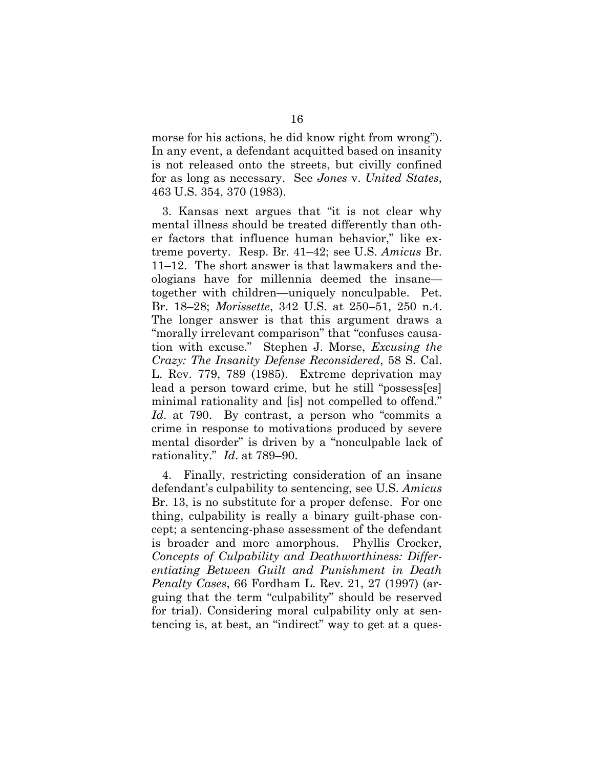morse for his actions, he did know right from wrong"). In any event, a defendant acquitted based on insanity is not released onto the streets, but civilly confined for as long as necessary. See *Jones* v. *United States*, 463 U.S. 354, 370 (1983).

3. Kansas next argues that "it is not clear why mental illness should be treated differently than other factors that influence human behavior," like extreme poverty. Resp. Br. 41–42; see U.S. *Amicus* Br. 11–12. The short answer is that lawmakers and theologians have for millennia deemed the insane—together with children—uniquely nonculpable. Pet. Br. 18–28; *Morissette*, 342 U.S. at 250–51, 250 n.4. The longer answer is that this argument draws a "morally irrelevant comparison" that "confuses causation with excuse." Stephen J. Morse, *Excusing the Crazy: The Insanity Defense Reconsidered*, 58 S. Cal. L. Rev. 779, 789 (1985). Extreme deprivation may lead a person toward crime, but he still "possess[es] minimal rationality and [is] not compelled to offend." *Id*. at 790. By contrast, a person who "commits a crime in response to motivations produced by severe mental disorder" is driven by a "nonculpable lack of rationality." *Id*. at 789–90.

4. Finally, restricting consideration of an insane defendant's culpability to sentencing, see U.S. *Amicus* Br. 13, is no substitute for a proper defense. For one thing, culpability is really a binary guilt-phase concept; a sentencing-phase assessment of the defendant is broader and more amorphous. Phyllis Crocker, *Concepts of Culpability and Deathworthiness: Differentiating Between Guilt and Punishment in Death Penalty Cases*, 66 Fordham L. Rev. 21, 27 (1997) (arguing that the term "culpability" should be reserved for trial). Considering moral culpability only at sentencing is, at best, an "indirect" way to get at a ques-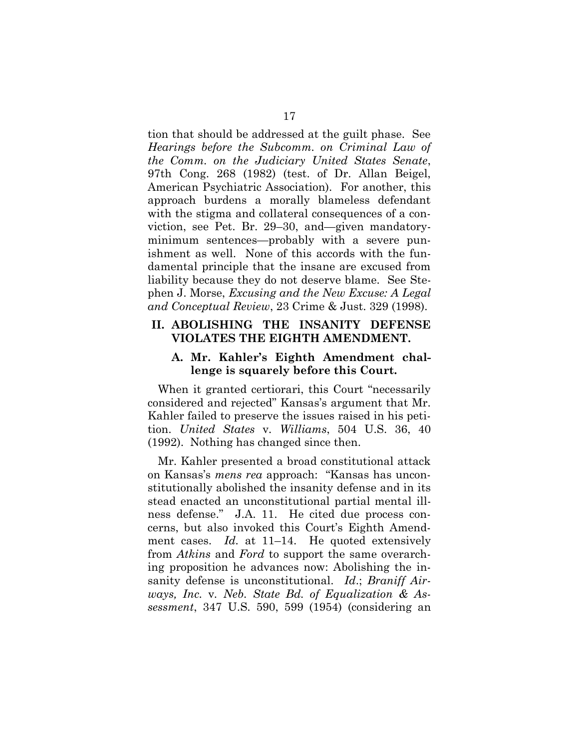tion that should be addressed at the guilt phase. See *Hearings before the Subcomm. on Criminal Law of the Comm. on the Judiciary United States Senate*, 97th Cong. 268 (1982) (test. of Dr. Allan Beigel, American Psychiatric Association). For another, this approach burdens a morally blameless defendant with the stigma and collateral consequences of a conviction, see Pet. Br. 29–30, and—given mandatory-minimum sentences—probably with a severe punishment as well. None of this accords with the fundamental principle that the insane are excused from liability because they do not deserve blame. See Stephen J. Morse, *Excusing and the New Excuse: A Legal and Conceptual Review*, 23 Crime & Just. 329 (1998).

## II. ABOLISHING THE INSANITY DEFENSE VIOLATES THE EIGHTH AMENDMENT.

### A. Mr. Kahler's Eighth Amendment challenge is squarely before this Court.

When it granted certiorari, this Court "necessarily considered and rejected" Kansas's argument that Mr. Kahler failed to preserve the issues raised in his petition. *United States* v. *Williams*, 504 U.S. 36, 40 (1992). Nothing has changed since then.

Mr. Kahler presented a broad constitutional attack on Kansas's *mens rea* approach: "Kansas has unconstitutionally abolished the insanity defense and in its stead enacted an unconstitutional partial mental illness defense." J.A. 11. He cited due process concerns, but also invoked this Court's Eighth Amendment cases. *Id.* at 11–14. He quoted extensively from *Atkins* and *Ford* to support the same overarching proposition he advances now: Abolishing the insanity defense is unconstitutional. *Id.*; *Braniff Airways, Inc.* v. *Neb. State Bd. of Equalization & Assessment*, 347 U.S. 590, 599 (1954) (considering an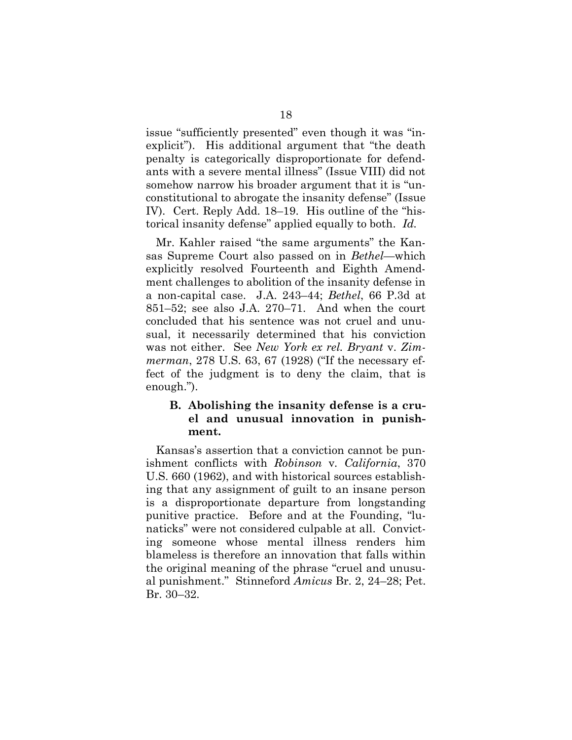issue "sufficiently presented" even though it was "inexplicit"). His additional argument that "the death penalty is categorically disproportionate for defendants with a severe mental illness" (Issue VIII) did not somehow narrow his broader argument that it is "unconstitutional to abrogate the insanity defense" (Issue IV). Cert. Reply Add. 18–19. His outline of the "historical insanity defense" applied equally to both. *Id.*

Mr. Kahler raised "the same arguments" the Kansas Supreme Court also passed on in *Bethel*—which explicitly resolved Fourteenth and Eighth Amendment challenges to abolition of the insanity defense in a non-capital case. J.A. 243–44; *Bethel*, 66 P.3d at 851–52; see also J.A. 270–71. And when the court concluded that his sentence was not cruel and unusual, it necessarily determined that his conviction was not either. See *New York ex rel. Bryant* v. *Zimmerman*, 278 U.S. 63, 67 (1928) ("If the necessary effect of the judgment is to deny the claim, that is enough.").

### B. Abolishing the insanity defense is a cruel and unusual innovation in punishment.

Kansas's assertion that a conviction cannot be punishment conflicts with *Robinson* v. *California*, 370 U.S. 660 (1962), and with historical sources establishing that any assignment of guilt to an insane person is a disproportionate departure from longstanding punitive practice. Before and at the Founding, "lunaticks" were not considered culpable at all. Convicting someone whose mental illness renders him blameless is therefore an innovation that falls within the original meaning of the phrase "cruel and unusual punishment." Stinneford *Amicus* Br. 2, 24–28; Pet. Br. 30–32.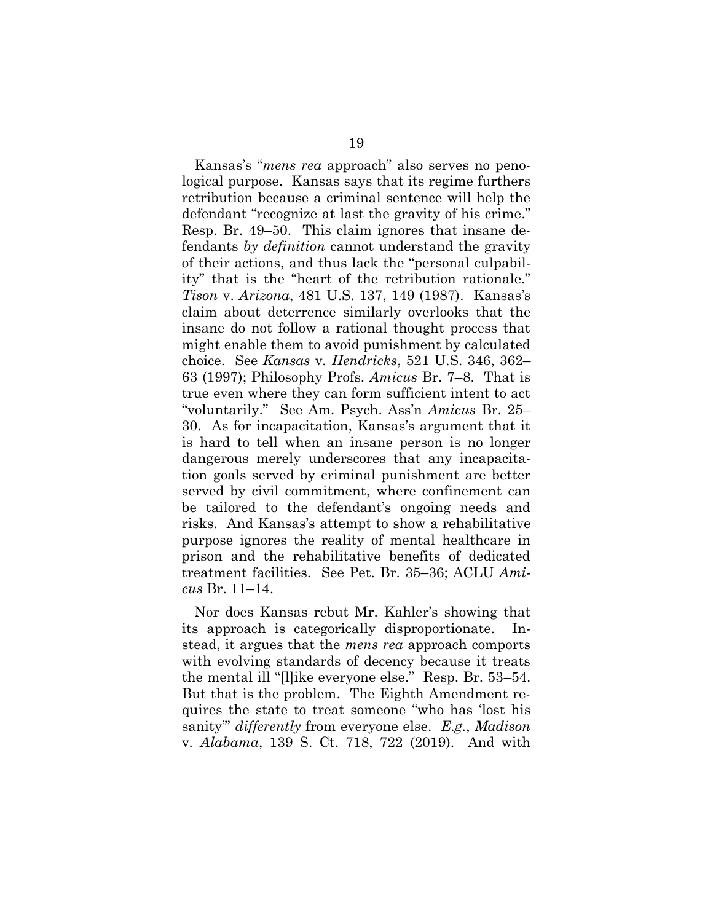Kansas's "*mens rea* approach" also serves no penological purpose. Kansas says that its regime furthers retribution because a criminal sentence will help the defendant "recognize at last the gravity of his crime." Resp. Br. 49–50. This claim ignores that insane defendants *by definition* cannot understand the gravity of their actions, and thus lack the "personal culpability" that is the "heart of the retribution rationale." *Tison* v. *Arizona*, 481 U.S. 137, 149 (1987). Kansas's claim about deterrence similarly overlooks that the insane do not follow a rational thought process that might enable them to avoid punishment by calculated choice. See *Kansas* v. *Hendricks*, 521 U.S. 346, 362–63 (1997); Philosophy Profs. *Amicus* Br. 7–8. That is true even where they can form sufficient intent to act "voluntarily." See Am. Psych. Ass'n *Amicus* Br. 25–30. As for incapacitation, Kansas's argument that it is hard to tell when an insane person is no longer dangerous merely underscores that any incapacitation goals served by criminal punishment are better served by civil commitment, where confinement can be tailored to the defendant's ongoing needs and risks. And Kansas's attempt to show a rehabilitative purpose ignores the reality of mental healthcare in prison and the rehabilitative benefits of dedicated treatment facilities. See Pet. Br. 35–36; ACLU *Amicus* Br. 11–14.

Nor does Kansas rebut Mr. Kahler's showing that its approach is categorically disproportionate. Instead, it argues that the *mens rea* approach comports with evolving standards of decency because it treats the mental ill "[l]ike everyone else." Resp. Br. 53–54. But that is the problem. The Eighth Amendment requires the state to treat someone "who has 'lost his sanity'" *differently* from everyone else. *E.g.*, *Madison* v. *Alabama*, 139 S. Ct. 718, 722 (2019). And with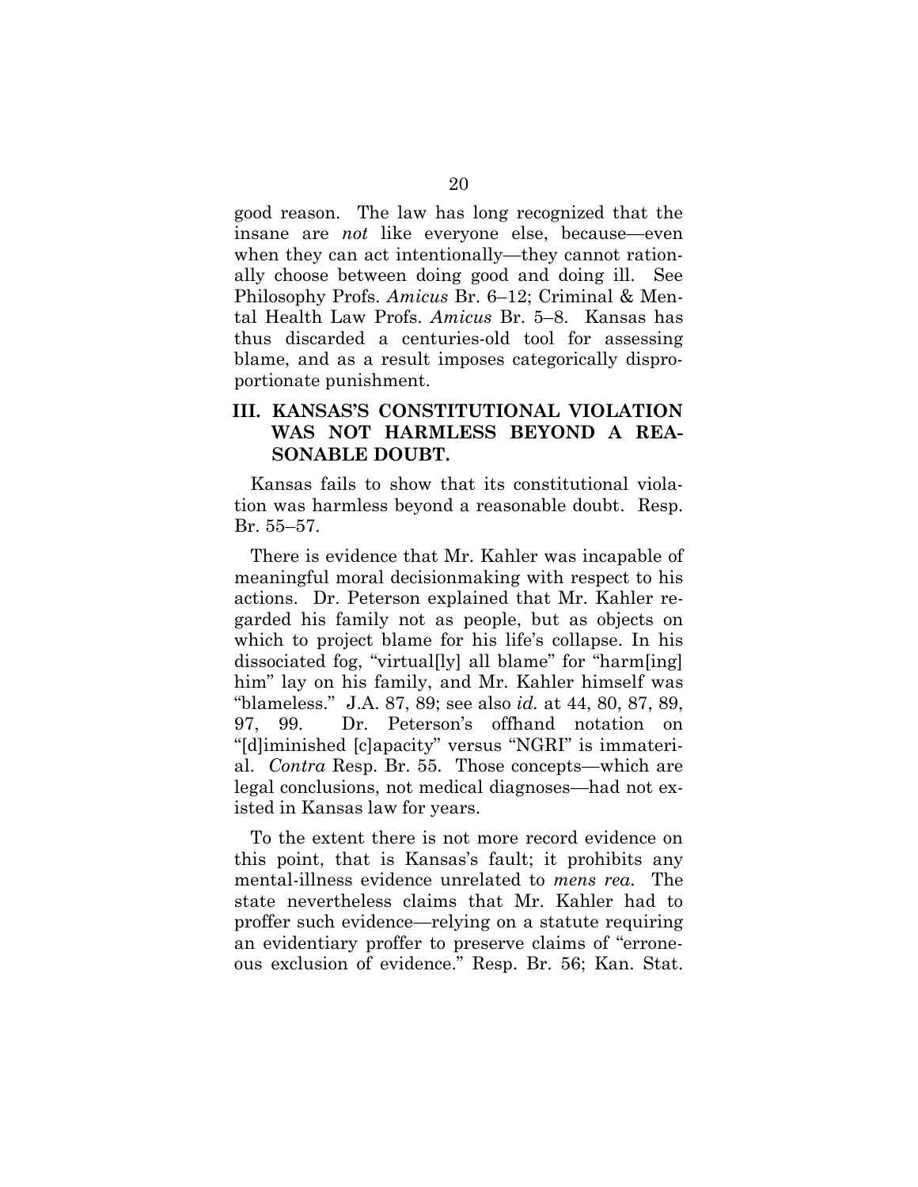good reason. The law has long recognized that the insane are *not* like everyone else, because—even when they can act intentionally—they cannot rationally choose between doing good and doing ill. See Philosophy Profs. *Amicus* Br. 6–12; Criminal & Mental Health Law Profs. *Amicus* Br. 5–8. Kansas has thus discarded a centuries-old tool for assessing blame, and as a result imposes categorically disproportionate punishment.

## III. KANSAS'S CONSTITUTIONAL VIOLATION WAS NOT HARMLESS BEYOND A REASONABLE DOUBT.

Kansas fails to show that its constitutional violation was harmless beyond a reasonable doubt. Resp. Br. 55–57.

There is evidence that Mr. Kahler was incapable of meaningful moral decisionmaking with respect to his actions. Dr. Peterson explained that Mr. Kahler regarded his family not as people, but as objects on which to project blame for his life's collapse. In his dissociated fog, "virtual[ly] all blame" for "harm[ing] him" lay on his family, and Mr. Kahler himself was "blameless." J.A. 87, 89; see also *id.* at 44, 80, 87, 89, 97, 99. Dr. Peterson's offhand notation on "[d]iminished [c]apacity" versus "NGRI" is immaterial. *Contra* Resp. Br. 55. Those concepts—which are legal conclusions, not medical diagnoses—had not existed in Kansas law for years.

To the extent there is not more record evidence on this point, that is Kansas's fault; it prohibits any mental-illness evidence unrelated to *mens rea*. The state nevertheless claims that Mr. Kahler had to proffer such evidence—relying on a statute requiring an evidentiary proffer to preserve claims of "erroneous exclusion of evidence." Resp. Br. 56; Kan. Stat.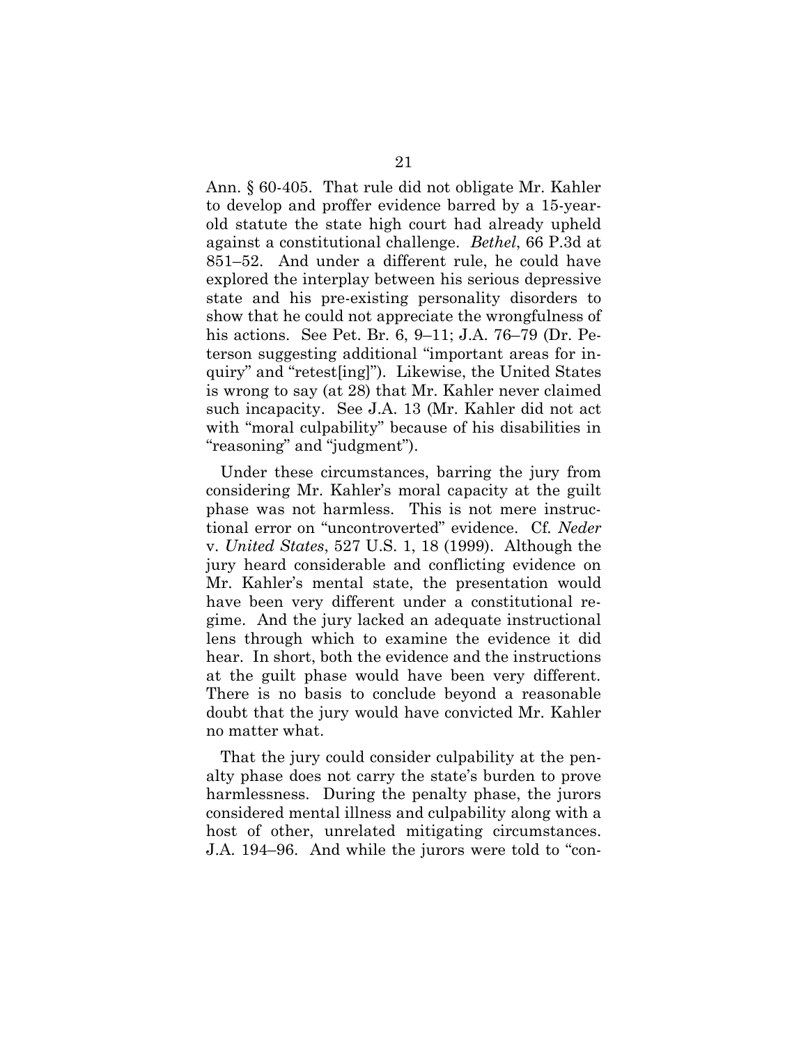Ann. § 60-405. That rule did not obligate Mr. Kahler to develop and proffer evidence barred by a 15-year-old statute the state high court had already upheld against a constitutional challenge. *Bethel*, 66 P.3d at 851–52. And under a different rule, he could have explored the interplay between his serious depressive state and his pre-existing personality disorders to show that he could not appreciate the wrongfulness of his actions. See Pet. Br. 6, 9–11; J.A. 76–79 (Dr. Peterson suggesting additional "important areas for inquiry" and "retest[ing]"). Likewise, the United States is wrong to say (at 28) that Mr. Kahler never claimed such incapacity. See J.A. 13 (Mr. Kahler did not act with "moral culpability" because of his disabilities in "reasoning" and "judgment").

Under these circumstances, barring the jury from considering Mr. Kahler's moral capacity at the guilt phase was not harmless. This is not mere instructional error on "uncontroverted" evidence. Cf. *Neder* v. *United States*, 527 U.S. 1, 18 (1999). Although the jury heard considerable and conflicting evidence on Mr. Kahler's mental state, the presentation would have been very different under a constitutional regime. And the jury lacked an adequate instructional lens through which to examine the evidence it did hear. In short, both the evidence and the instructions at the guilt phase would have been very different. There is no basis to conclude beyond a reasonable doubt that the jury would have convicted Mr. Kahler no matter what.

That the jury could consider culpability at the penalty phase does not carry the state's burden to prove harmlessness. During the penalty phase, the jurors considered mental illness and culpability along with a host of other, unrelated mitigating circumstances. J.A. 194–96. And while the jurors were told to "con-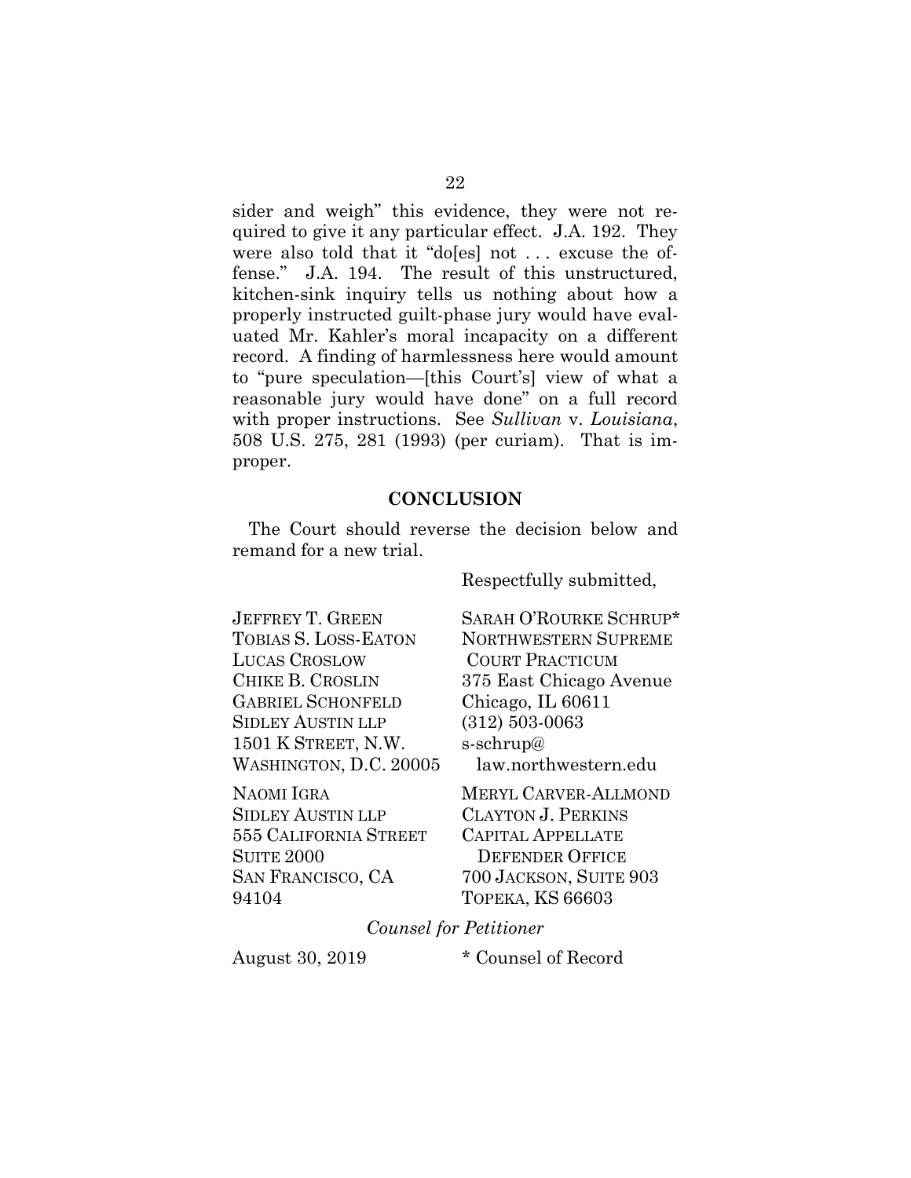sider and weigh" this evidence, they were not required to give it any particular effect. J.A. 192. They were also told that it "do[es] not . . . excuse the offense." J.A. 194. The result of this unstructured, kitchen-sink inquiry tells us nothing about how a properly instructed guilt-phase jury would have evaluated Mr. Kahler's moral incapacity on a different record. A finding of harmlessness here would amount to "pure speculation—[this Court's] view of what a reasonable jury would have done" on a full record with proper instructions. See *Sullivan* v. *Louisiana*, 508 U.S. 275, 281 (1993) (per curiam). That is improper.

## CONCLUSION

The Court should reverse the decision below and remand for a new trial.

Respectfully submitted,

JEFFREY T. GREEN
TOBIAS S. LOSS-EATON
LUCAS CROSLOW
CHIKE B. CROSLIN
GABRIEL SCHONFELD
SIDLEY AUSTIN LLP
1501 K STREET, N.W.
WASHINGTON, D.C. 20005

NAOMI IGRA
SIDLEY AUSTIN LLP
555 CALIFORNIA STREET
SUITE 2000
SAN FRANCISCO, CA
94104

SARAH O'ROURKE SCHRUP*
NORTHWESTERN SUPREME COURT PRACTICUM
375 East Chicago Avenue
Chicago, IL 60611
(312) 503-0063
s-schrup@law.northwestern.edu

MERYL CARVER-ALLMOND
CLAYTON J. PERKINS
CAPITAL APPELLATE DEFENDER OFFICE
700 JACKSON, SUITE 903
TOPEKA, KS 66603

*Counsel for Petitioner*

August 30, 2019

* Counsel of Record